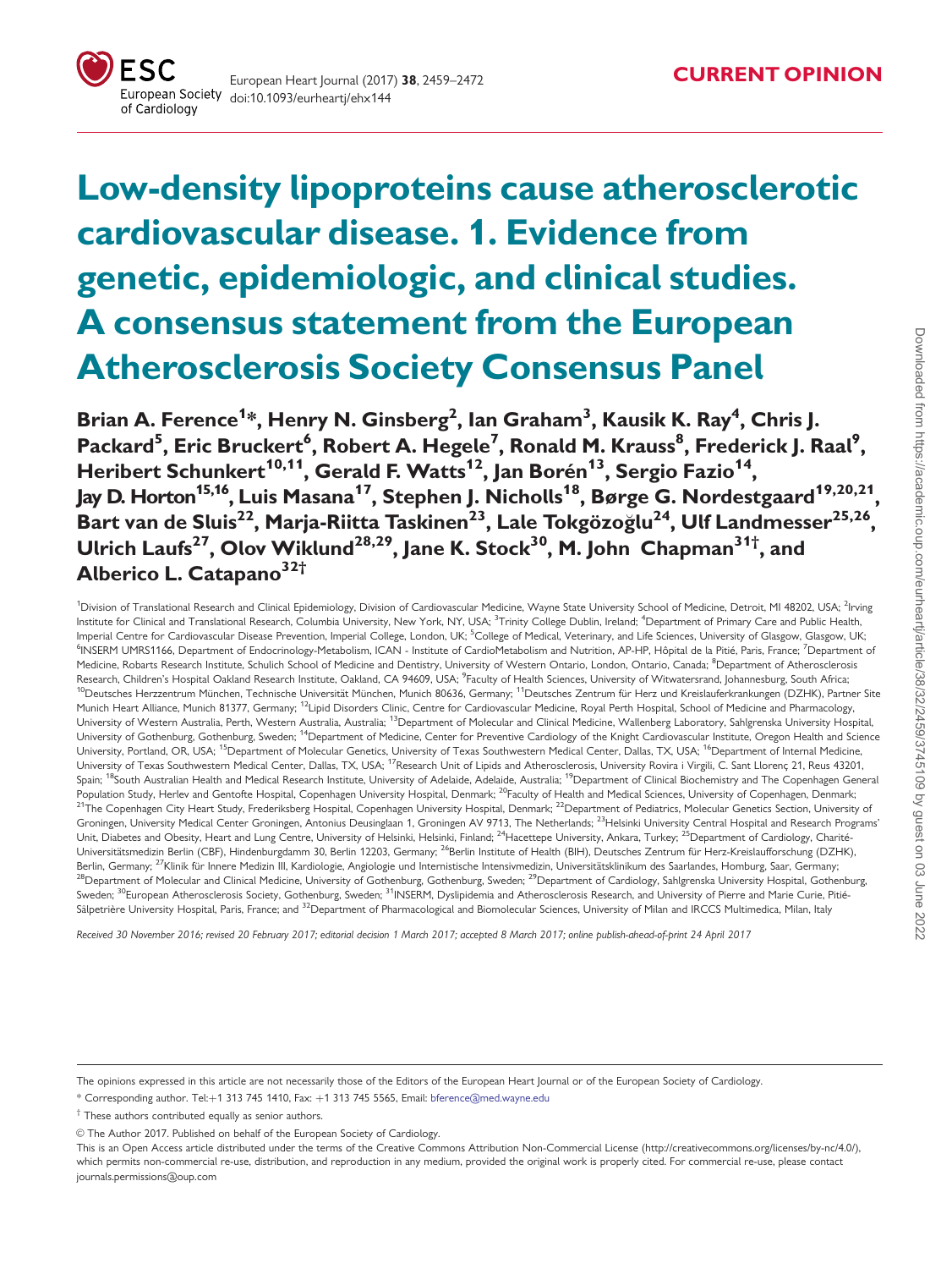CURRENT OPINION

# Low-density lipoproteins cause atherosclerotic cardiovascular disease. 1. Evidence from genetic, epidemiologic, and clinical studies. A consensus statement from the European Atherosclerosis Society Consensus Panel

**Brian A. Ference[1]\*, Henry N. Ginsberg[2], Ian Graham[3], Kausik K. Ray[4], Chris J. Packard[5], Eric Bruckert[6], Robert A. Hegele[7], Ronald M. Krauss[8], Frederick J. Raal[9], Heribert Schunkert[10,11], Gerald F. Watts[12], Jan Borén[13], Sergio Fazio[14], Jay D. Horton[15,16], Luis Masana[17], Stephen J. Nicholls[18], Børge G. Nordestgaard[19,20,21], Bart van de Sluis[22], Marja-Riitta Taskinen[23], Lale Tokgözoğlu[24], Ulf Landmesser[25,26], Ulrich Laufs[27], Olov Wiklund[28,29], Jane K. Stock[30], M. John Chapman[31]†, and Alberico L. Catapano[32]†**

[1]Division of Translational Research and Clinical Epidemiology, Division of Cardiovascular Medicine, Wayne State University School of Medicine, Detroit, MI 48202, USA; [2]Irving Institute for Clinical and Translational Research, Columbia University, New York, NY, USA; [3]Trinity College Dublin, Ireland; [4]Department of Primary Care and Public Health, Imperial Centre for Cardiovascular Disease Prevention, Imperial College, London, UK; [5]College of Medical, Veterinary, and Life Sciences, University of Glasgow, Glasgow, UK; [6]INSERM UMRS1166, Department of Endocrinology-Metabolism, ICAN - Institute of CardioMetabolism and Nutrition, AP-HP, Hôpital de la Pitié, Paris, France; [7]Department of Medicine, Robarts Research Institute, Schulich School of Medicine and Dentistry, University of Western Ontario, London, Ontario, Canada; [8]Department of Atherosclerosis Research, Children's Hospital Oakland Research Institute, Oakland, CA 94609, USA; [9]Faculty of Health Sciences, University of Witwatersrand, Johannesburg, South Africa; [10]Deutsches Herzzentrum München, Technische Universität München, Munich 80636, Germany; [11]Deutsches Zentrum für Herz und Kreislauferkrankungen (DZHK), Partner Site Munich Heart Alliance, Munich 81377, Germany; [12]Lipid Disorders Clinic, Centre for Cardiovascular Medicine, Royal Perth Hospital, School of Medicine and Pharmacology, University of Western Australia, Perth, Western Australia, Australia; [13]Department of Molecular and Clinical Medicine, Wallenberg Laboratory, Sahlgrenska University Hospital, University of Gothenburg, Gothenburg, Sweden; [14]Department of Medicine, Center for Preventive Cardiology of the Knight Cardiovascular Institute, Oregon Health and Science University, Portland, OR, USA; [15]Department of Molecular Genetics, University of Texas Southwestern Medical Center, Dallas, TX, USA; [16]Department of Internal Medicine, University of Texas Southwestern Medical Center, Dallas, TX, USA; [17]Research Unit of Lipids and Atherosclerosis, University Rovira i Virgili, C. Sant Llorenç 21, Reus 43201, Spain; [18]South Australian Health and Medical Research Institute, University of Adelaide, Adelaide, Australia; [19]Department of Clinical Biochemistry and The Copenhagen General Population Study, Herlev and Gentofte Hospital, Copenhagen University Hospital, Denmark; [20]Faculty of Health and Medical Sciences, University of Copenhagen, Denmark; [21]The Copenhagen City Heart Study, Frederiksberg Hospital, Copenhagen University Hospital, Denmark; [22]Department of Pediatrics, Molecular Genetics Section, University of Groningen, University Medical Center Groningen, Antonius Deusinglaan 1, Groningen AV 9713, The Netherlands; [23]Helsinki University Central Hospital and Research Programs' Unit, Diabetes and Obesity, Heart and Lung Centre, University of Helsinki, Helsinki, Finland; [24]Hacettepe University, Ankara, Turkey; [25]Department of Cardiology, Charité-Universitätsmedizin Berlin (CBF), Hindenburgdamm 30, Berlin 12203, Germany; [26]Berlin Institute of Health (BIH), Deutsches Zentrum für Herz-Kreislaufforschung (DZHK), Berlin, Germany; [27]Klinik für Innere Medizin III, Kardiologie, Angiologie und Internistische Intensivmedizin, Universitätsklinikum des Saarlandes, Homburg, Saar, Germany; [28]Department of Molecular and Clinical Medicine, University of Gothenburg, Gothenburg, Sweden; [29]Department of Cardiology, Sahlgrenska University Hospital, Gothenburg, Sweden; [30]European Atherosclerosis Society, Gothenburg, Sweden; [31]INSERM, Dyslipidemia and Atherosclerosis Research, and University of Pierre and Marie Curie, Pitié-Sâlpetrière University Hospital, Paris, France; and [32]Department of Pharmacological and Biomolecular Sciences, University of Milan and IRCCS Multimedica, Milan, Italy

*Received 30 November 2016; revised 20 February 2017; editorial decision 1 March 2017; accepted 8 March 2017; online publish-ahead-of-print 24 April 2017*

---

The opinions expressed in this article are not necessarily those of the Editors of the European Heart Journal or of the European Society of Cardiology.

\* Corresponding author. Tel: +1 313 745 1410, Fax: +1 313 745 5565, Email: bference@med.wayne.edu

† These authors contributed equally as senior authors.

© The Author 2017. Published on behalf of the European Society of Cardiology.

This is an Open Access article distributed under the terms of the Creative Commons Attribution Non-Commercial License (http://creativecommons.org/licenses/by-nc/4.0/), which permits non-commercial re-use, distribution, and reproduction in any medium, provided the original work is properly cited. For commercial re-use, please contact journals.permissions@oup.com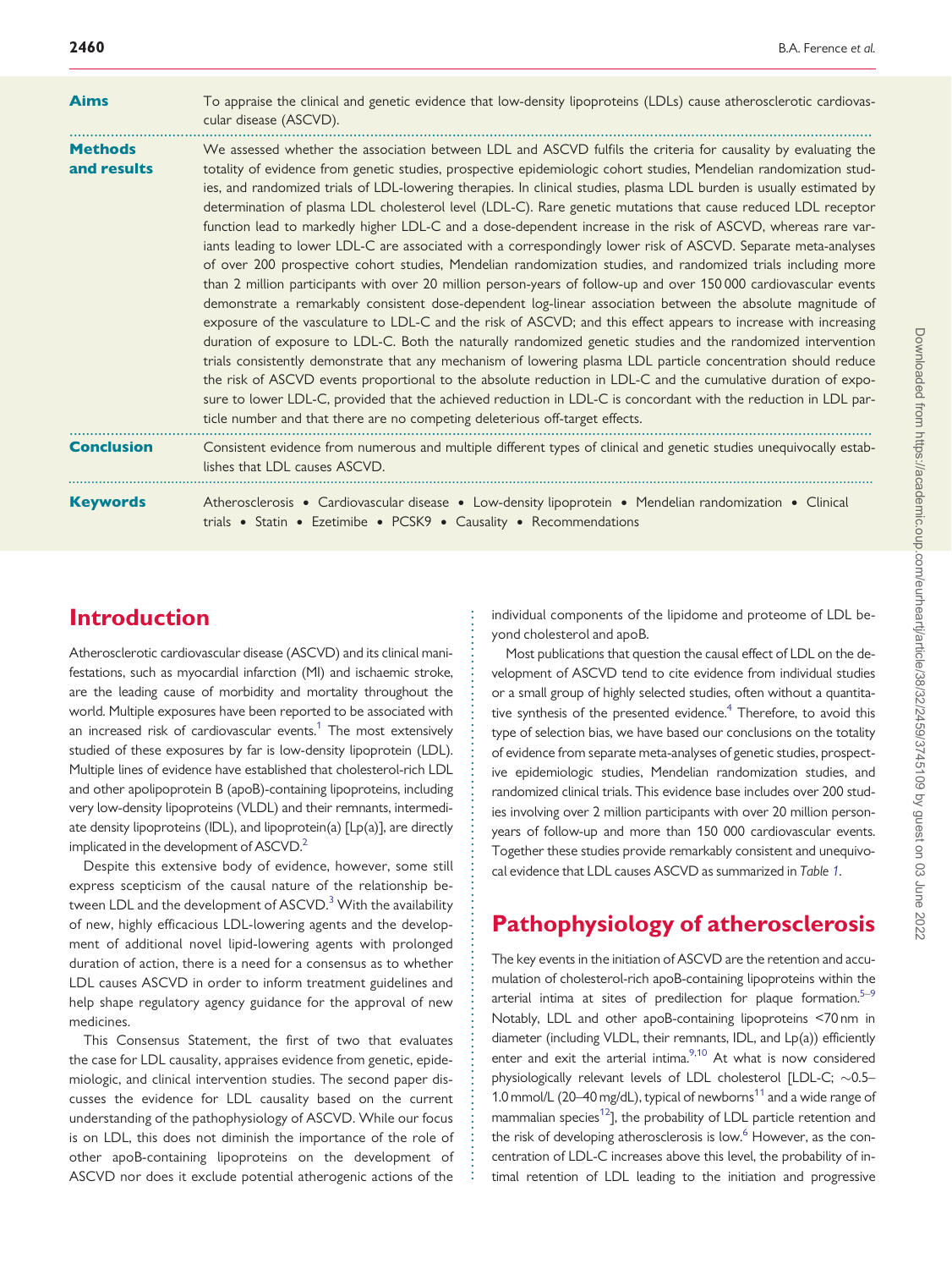**Aims**

To appraise the clinical and genetic evidence that low-density lipoproteins (LDLs) cause atherosclerotic cardiovascular disease (ASCVD).

**Methods and results**

We assessed whether the association between LDL and ASCVD fulfils the criteria for causality by evaluating the totality of evidence from genetic studies, prospective epidemiologic cohort studies, Mendelian randomization studies, and randomized trials of LDL-lowering therapies. In clinical studies, plasma LDL burden is usually estimated by determination of plasma LDL cholesterol level (LDL-C). Rare genetic mutations that cause reduced LDL receptor function lead to markedly higher LDL-C and a dose-dependent increase in the risk of ASCVD, whereas rare variants leading to lower LDL-C are associated with a correspondingly lower risk of ASCVD. Separate meta-analyses of over 200 prospective cohort studies, Mendelian randomization studies, and randomized trials including more than 2 million participants with over 20 million person-years of follow-up and over 150 000 cardiovascular events demonstrate a remarkably consistent dose-dependent log-linear association between the absolute magnitude of exposure of the vasculature to LDL-C and the risk of ASCVD; and this effect appears to increase with increasing duration of exposure to LDL-C. Both the naturally randomized genetic studies and the randomized intervention trials consistently demonstrate that any mechanism of lowering plasma LDL particle concentration should reduce the risk of ASCVD events proportional to the absolute reduction in LDL-C and the cumulative duration of exposure to lower LDL-C, provided that the achieved reduction in LDL-C is concordant with the reduction in LDL particle number and that there are no competing deleterious off-target effects.

**Conclusion**

Consistent evidence from numerous and multiple different types of clinical and genetic studies unequivocally establishes that LDL causes ASCVD.

**Keywords**

Atherosclerosis • Cardiovascular disease • Low-density lipoprotein • Mendelian randomization • Clinical trials • Statin • Ezetimibe • PCSK9 • Causality • Recommendations

## Introduction

Atherosclerotic cardiovascular disease (ASCVD) and its clinical manifestations, such as myocardial infarction (MI) and ischaemic stroke, are the leading cause of morbidity and mortality throughout the world. Multiple exposures have been reported to be associated with an increased risk of cardiovascular events.[1] The most extensively studied of these exposures by far is low-density lipoprotein (LDL). Multiple lines of evidence have established that cholesterol-rich LDL and other apolipoprotein B (apoB)-containing lipoproteins, including very low-density lipoproteins (VLDL) and their remnants, intermediate density lipoproteins (IDL), and lipoprotein(a) [Lp(a)], are directly implicated in the development of ASCVD.[2]

Despite this extensive body of evidence, however, some still express scepticism of the causal nature of the relationship between LDL and the development of ASCVD.[3] With the availability of new, highly efficacious LDL-lowering agents and the development of additional novel lipid-lowering agents with prolonged duration of action, there is a need for a consensus as to whether LDL causes ASCVD in order to inform treatment guidelines and help shape regulatory agency guidance for the approval of new medicines.

This Consensus Statement, the first of two that evaluates the case for LDL causality, appraises evidence from genetic, epidemiologic, and clinical intervention studies. The second paper discusses the evidence for LDL causality based on the current understanding of the pathophysiology of ASCVD. While our focus is on LDL, this does not diminish the importance of the role of other apoB-containing lipoproteins on the development of ASCVD nor does it exclude potential atherogenic actions of the individual components of the lipidome and proteome of LDL beyond cholesterol and apoB.

Most publications that question the causal effect of LDL on the development of ASCVD tend to cite evidence from individual studies or a small group of highly selected studies, often without a quantitative synthesis of the presented evidence.[4] Therefore, to avoid this type of selection bias, we have based our conclusions on the totality of evidence from separate meta-analyses of genetic studies, prospective epidemiologic studies, Mendelian randomization studies, and randomized clinical trials. This evidence base includes over 200 studies involving over 2 million participants with over 20 million person-years of follow-up and more than 150 000 cardiovascular events. Together these studies provide remarkably consistent and unequivocal evidence that LDL causes ASCVD as summarized in *Table 1*.

## Pathophysiology of atherosclerosis

The key events in the initiation of ASCVD are the retention and accumulation of cholesterol-rich apoB-containing lipoproteins within the arterial intima at sites of predilection for plaque formation.[5–9] Notably, LDL and other apoB-containing lipoproteins <70 nm in diameter (including VLDL, their remnants, IDL, and Lp(a)) efficiently enter and exit the arterial intima.[9,10] At what is now considered physiologically relevant levels of LDL cholesterol [LDL-C; ∼0.5–1.0 mmol/L (20–40 mg/dL), typical of newborns[11] and a wide range of mammalian species[12]], the probability of LDL particle retention and the risk of developing atherosclerosis is low.[6] However, as the concentration of LDL-C increases above this level, the probability of intimal retention of LDL leading to the initiation and progressive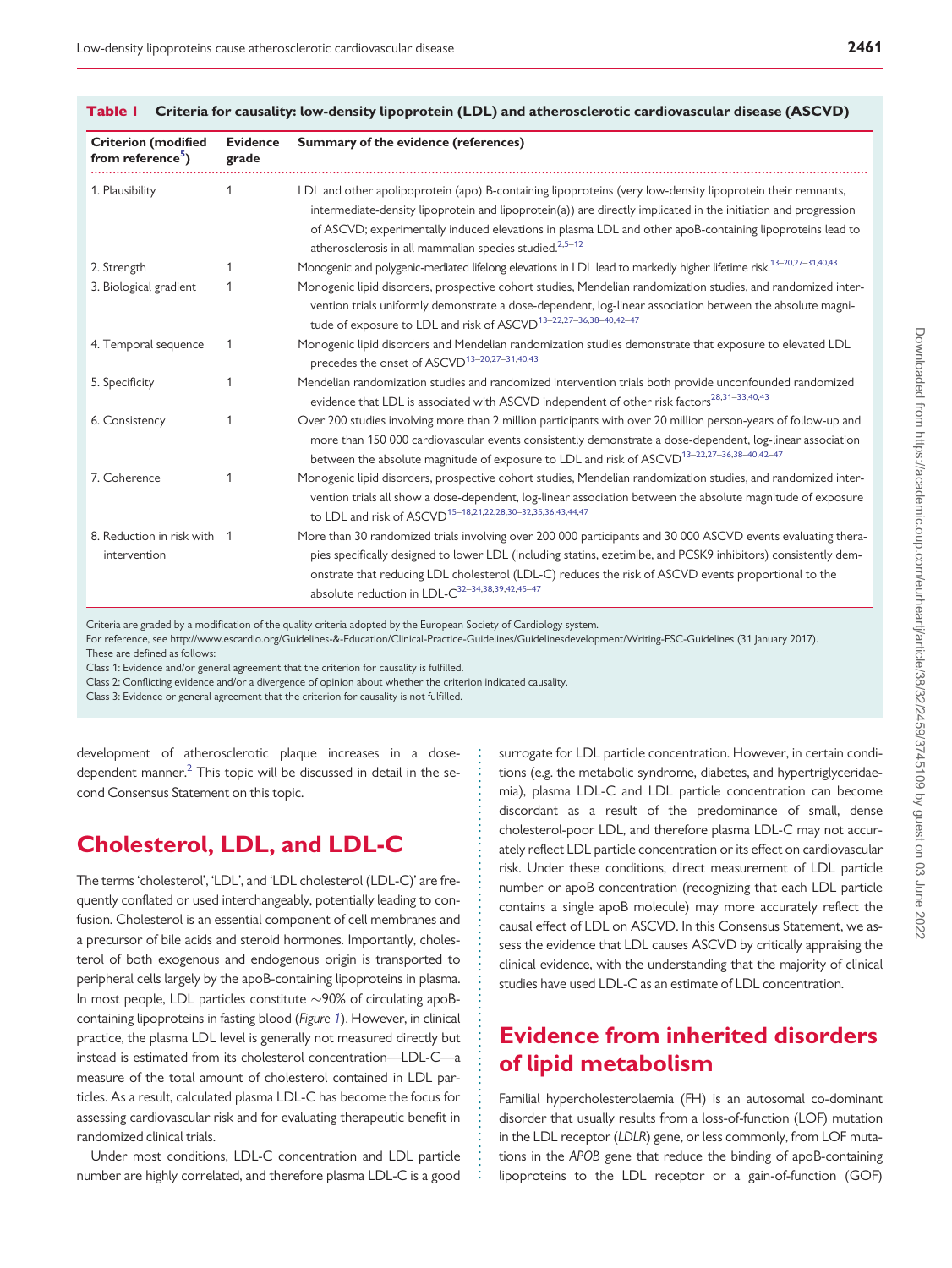**Table 1 Criteria for causality: low-density lipoprotein (LDL) and atherosclerotic cardiovascular disease (ASCVD)**

| Criterion (modified from reference[5]) | Evidence grade | Summary of the evidence (references) |
|---|---|---|
| 1. Plausibility | 1 | LDL and other apolipoprotein (apo) B-containing lipoproteins (very low-density lipoprotein their remnants, intermediate-density lipoprotein and lipoprotein(a)) are directly implicated in the initiation and progression of ASCVD; experimentally induced elevations in plasma LDL and other apoB-containing lipoproteins lead to atherosclerosis in all mammalian species studied.[2,5–12] |
| 2. Strength | 1 | Monogenic and polygenic-mediated lifelong elevations in LDL lead to markedly higher lifetime risk.[13–20,27–31,40,43] |
| 3. Biological gradient | 1 | Monogenic lipid disorders, prospective cohort studies, Mendelian randomization studies, and randomized intervention trials uniformly demonstrate a dose-dependent, log-linear association between the absolute magnitude of exposure to LDL and risk of ASCVD[13–22,27–36,38–40,42–47] |
| 4. Temporal sequence | 1 | Monogenic lipid disorders and Mendelian randomization studies demonstrate that exposure to elevated LDL precedes the onset of ASCVD[13–20,27–31,40,43] |
| 5. Specificity | 1 | Mendelian randomization studies and randomized intervention trials both provide unconfounded randomized evidence that LDL is associated with ASCVD independent of other risk factors[28,31–33,40,43] |
| 6. Consistency | 1 | Over 200 studies involving more than 2 million participants with over 20 million person-years of follow-up and more than 150 000 cardiovascular events consistently demonstrate a dose-dependent, log-linear association between the absolute magnitude of exposure to LDL and risk of ASCVD[13–22,27–36,38–40,42–47] |
| 7. Coherence | 1 | Monogenic lipid disorders, prospective cohort studies, Mendelian randomization studies, and randomized intervention trials all show a dose-dependent, log-linear association between the absolute magnitude of exposure to LDL and risk of ASCVD[15–18,21,22,28,30–32,35,36,43,44,47] |
| 8. Reduction in risk with intervention | 1 | More than 30 randomized trials involving over 200 000 participants and 30 000 ASCVD events evaluating therapies specifically designed to lower LDL (including statins, ezetimibe, and PCSK9 inhibitors) consistently demonstrate that reducing LDL cholesterol (LDL-C) reduces the risk of ASCVD events proportional to the absolute reduction in LDL-C[32–34,38,39,42,45–47] |

Criteria are graded by a modification of the quality criteria adopted by the European Society of Cardiology system.
For reference, see http://www.escardio.org/Guidelines-&-Education/Clinical-Practice-Guidelines/Guidelinesdevelopment/Writing-ESC-Guidelines (31 January 2017).
These are defined as follows:
Class 1: Evidence and/or general agreement that the criterion for causality is fulfilled.
Class 2: Conflicting evidence and/or a divergence of opinion about whether the criterion indicated causality.
Class 3: Evidence or general agreement that the criterion for causality is not fulfilled.

development of atherosclerotic plaque increases in a dose-dependent manner.[2] This topic will be discussed in detail in the second Consensus Statement on this topic.

## Cholesterol, LDL, and LDL-C

The terms 'cholesterol', 'LDL', and 'LDL cholesterol (LDL-C)' are frequently conflated or used interchangeably, potentially leading to confusion. Cholesterol is an essential component of cell membranes and a precursor of bile acids and steroid hormones. Importantly, cholesterol of both exogenous and endogenous origin is transported to peripheral cells largely by the apoB-containing lipoproteins in plasma. In most people, LDL particles constitute ~90% of circulating apoB-containing lipoproteins in fasting blood (*Figure 1*). However, in clinical practice, the plasma LDL level is generally not measured directly but instead is estimated from its cholesterol concentration—LDL-C—a measure of the total amount of cholesterol contained in LDL particles. As a result, calculated plasma LDL-C has become the focus for assessing cardiovascular risk and for evaluating therapeutic benefit in randomized clinical trials.

Under most conditions, LDL-C concentration and LDL particle number are highly correlated, and therefore plasma LDL-C is a good surrogate for LDL particle concentration. However, in certain conditions (e.g. the metabolic syndrome, diabetes, and hypertriglyceridaemia), plasma LDL-C and LDL particle concentration can become discordant as a result of the predominance of small, dense cholesterol-poor LDL, and therefore plasma LDL-C may not accurately reflect LDL particle concentration or its effect on cardiovascular risk. Under these conditions, direct measurement of LDL particle number or apoB concentration (recognizing that each LDL particle contains a single apoB molecule) may more accurately reflect the causal effect of LDL on ASCVD. In this Consensus Statement, we assess the evidence that LDL causes ASCVD by critically appraising the clinical evidence, with the understanding that the majority of clinical studies have used LDL-C as an estimate of LDL concentration.

## Evidence from inherited disorders of lipid metabolism

Familial hypercholesterolaemia (FH) is an autosomal co-dominant disorder that usually results from a loss-of-function (LOF) mutation in the LDL receptor (*LDLR*) gene, or less commonly, from LOF mutations in the *APOB* gene that reduce the binding of apoB-containing lipoproteins to the LDL receptor or a gain-of-function (GOF)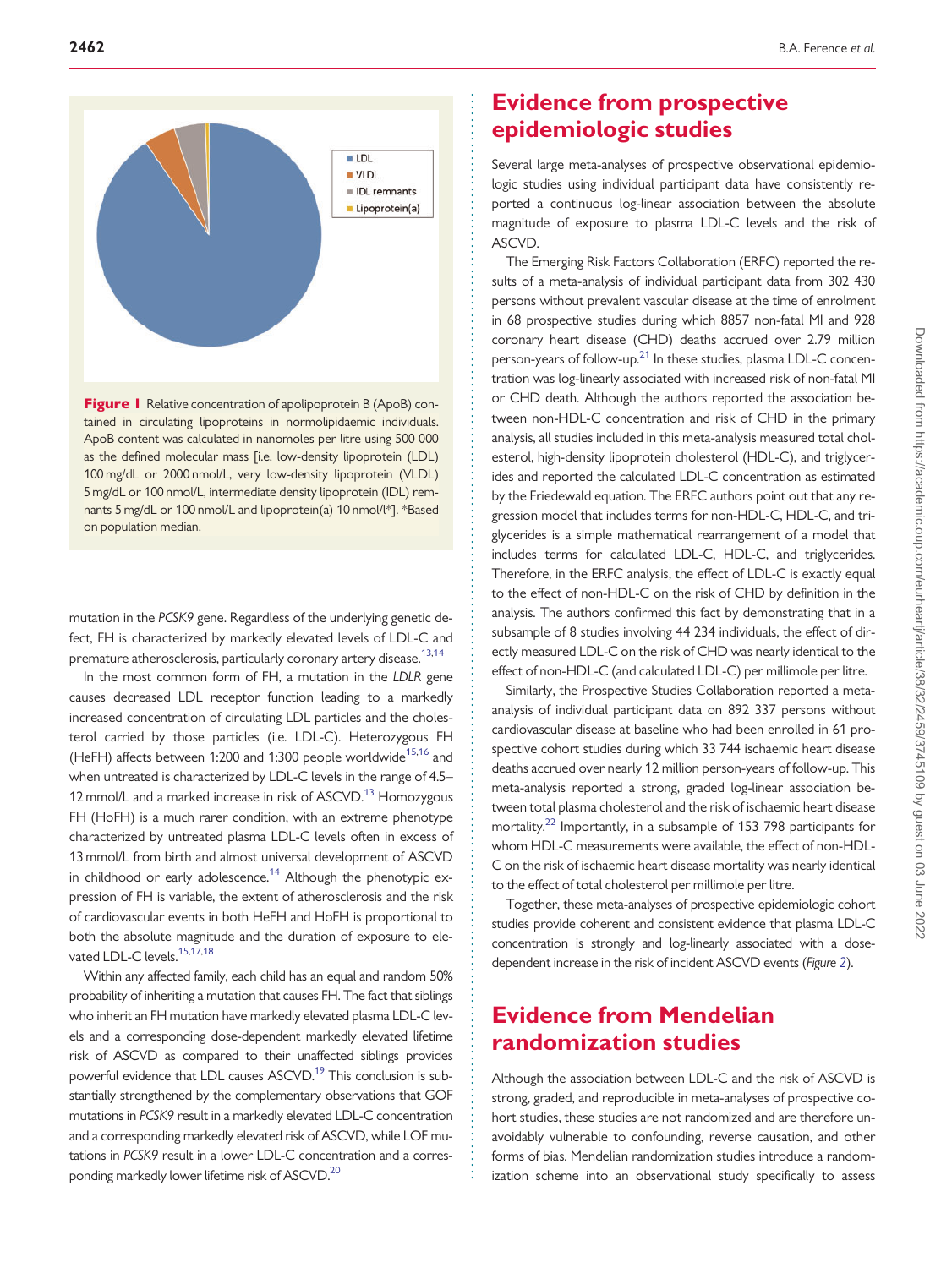Figure 1 Relative concentration of apolipoprotein B (ApoB) contained in circulating lipoproteins in normolipidaemic individuals. ApoB content was calculated in nanomoles per litre using 500 000 as the defined molecular mass [i.e. low-density lipoprotein (LDL) 100 mg/dL or 2000 nmol/L, very low-density lipoprotein (VLDL) 5 mg/dL or 100 nmol/L, intermediate density lipoprotein (IDL) remnants 5 mg/dL or 100 nmol/L and lipoprotein(a) 10 nmol/l*]. *Based on population median.

mutation in the *PCSK9* gene. Regardless of the underlying genetic defect, FH is characterized by markedly elevated levels of LDL-C and premature atherosclerosis, particularly coronary artery disease.[13,14]

In the most common form of FH, a mutation in the *LDLR* gene causes decreased LDL receptor function leading to a markedly increased concentration of circulating LDL particles and the cholesterol carried by those particles (i.e. LDL-C). Heterozygous FH (HeFH) affects between 1:200 and 1:300 people worldwide[15,16] and when untreated is characterized by LDL-C levels in the range of 4.5–12 mmol/L and a marked increase in risk of ASCVD.[13] Homozygous FH (HoFH) is a much rarer condition, with an extreme phenotype characterized by untreated plasma LDL-C levels often in excess of 13 mmol/L from birth and almost universal development of ASCVD in childhood or early adolescence.[14] Although the phenotypic expression of FH is variable, the extent of atherosclerosis and the risk of cardiovascular events in both HeFH and HoFH is proportional to both the absolute magnitude and the duration of exposure to elevated LDL-C levels.[15,17,18]

Within any affected family, each child has an equal and random 50% probability of inheriting a mutation that causes FH. The fact that siblings who inherit an FH mutation have markedly elevated plasma LDL-C levels and a corresponding dose-dependent markedly elevated lifetime risk of ASCVD as compared to their unaffected siblings provides powerful evidence that LDL causes ASCVD.[19] This conclusion is substantially strengthened by the complementary observations that GOF mutations in *PCSK9* result in a markedly elevated LDL-C concentration and a corresponding markedly elevated risk of ASCVD, while LOF mutations in *PCSK9* result in a lower LDL-C concentration and a corresponding markedly lower lifetime risk of ASCVD.[20]

## Evidence from prospective epidemiologic studies

Several large meta-analyses of prospective observational epidemiologic studies using individual participant data have consistently reported a continuous log-linear association between the absolute magnitude of exposure to plasma LDL-C levels and the risk of ASCVD.

The Emerging Risk Factors Collaboration (ERFC) reported the results of a meta-analysis of individual participant data from 302 430 persons without prevalent vascular disease at the time of enrolment in 68 prospective studies during which 8857 non-fatal MI and 928 coronary heart disease (CHD) deaths accrued over 2.79 million person-years of follow-up.[21] In these studies, plasma LDL-C concentration was log-linearly associated with increased risk of non-fatal MI or CHD death. Although the authors reported the association between non-HDL-C concentration and risk of CHD in the primary analysis, all studies included in this meta-analysis measured total cholesterol, high-density lipoprotein cholesterol (HDL-C), and triglycerides and reported the calculated LDL-C concentration as estimated by the Friedewald equation. The ERFC authors point out that any regression model that includes terms for non-HDL-C, HDL-C, and triglycerides is a simple mathematical rearrangement of a model that includes terms for calculated LDL-C, HDL-C, and triglycerides. Therefore, in the ERFC analysis, the effect of LDL-C is exactly equal to the effect of non-HDL-C on the risk of CHD by definition in the analysis. The authors confirmed this fact by demonstrating that in a subsample of 8 studies involving 44 234 individuals, the effect of directly measured LDL-C on the risk of CHD was nearly identical to the effect of non-HDL-C (and calculated LDL-C) per millimole per litre.

Similarly, the Prospective Studies Collaboration reported a meta-analysis of individual participant data on 892 337 persons without cardiovascular disease at baseline who had been enrolled in 61 prospective cohort studies during which 33 744 ischaemic heart disease deaths accrued over nearly 12 million person-years of follow-up. This meta-analysis reported a strong, graded log-linear association between total plasma cholesterol and the risk of ischaemic heart disease mortality.[22] Importantly, in a subsample of 153 798 participants for whom HDL-C measurements were available, the effect of non-HDL-C on the risk of ischaemic heart disease mortality was nearly identical to the effect of total cholesterol per millimole per litre.

Together, these meta-analyses of prospective epidemiologic cohort studies provide coherent and consistent evidence that plasma LDL-C concentration is strongly and log-linearly associated with a dose-dependent increase in the risk of incident ASCVD events (*Figure 2*).

## Evidence from Mendelian randomization studies

Although the association between LDL-C and the risk of ASCVD is strong, graded, and reproducible in meta-analyses of prospective cohort studies, these studies are not randomized and are therefore unavoidably vulnerable to confounding, reverse causation, and other forms of bias. Mendelian randomization studies introduce a randomization scheme into an observational study specifically to assess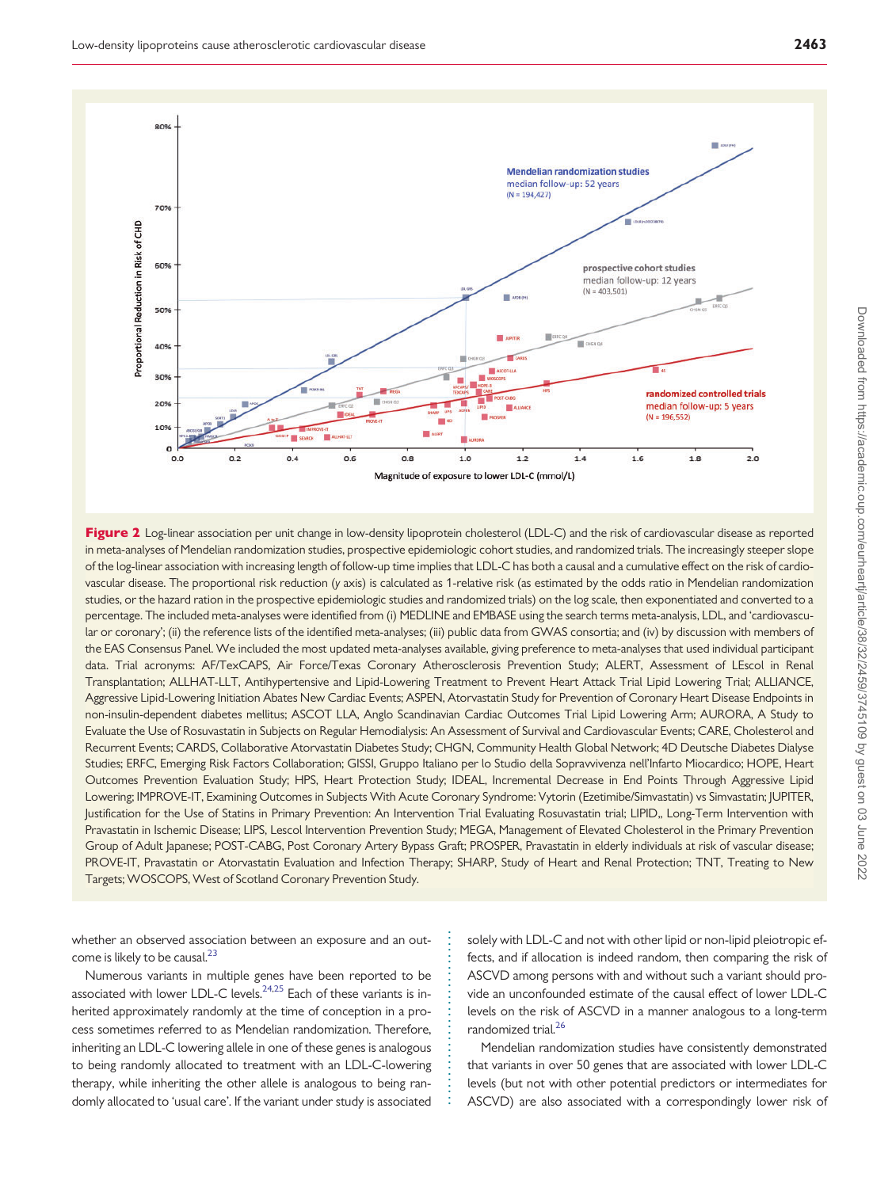80%

70%

60%

50%

40%

30%

20%

10%

0

Proportional Reduction in Risk of CHD

0.0 0.2 0.4 0.6 0.8 1.0 1.2 1.4 1.6 1.8 2.0

Magnitude of exposure to lower LDL-C (mmol/L)

Mendelian randomization studies
median follow-up: 52 years
(N = 194,427)

prospective cohort studies
median follow-up: 12 years
(N = 403,501)

randomized controlled trials
median follow-up: 5 years
(N = 196,552)

**Figure 2** Log-linear association per unit change in low-density lipoprotein cholesterol (LDL-C) and the risk of cardiovascular disease as reported in meta-analyses of Mendelian randomization studies, prospective epidemiologic cohort studies, and randomized trials. The increasingly steeper slope of the log-linear association with increasing length of follow-up time implies that LDL-C has both a causal and a cumulative effect on the risk of cardiovascular disease. The proportional risk reduction (*y* axis) is calculated as 1-relative risk (as estimated by the odds ratio in Mendelian randomization studies, or the hazard ration in the prospective epidemiologic studies and randomized trials) on the log scale, then exponentiated and converted to a percentage. The included meta-analyses were identified from (i) MEDLINE and EMBASE using the search terms meta-analysis, LDL, and 'cardiovascular or coronary'; (ii) the reference lists of the identified meta-analyses; (iii) public data from GWAS consortia; and (iv) by discussion with members of the EAS Consensus Panel. We included the most updated meta-analyses available, giving preference to meta-analyses that used individual participant data. Trial acronyms: AF/TexCAPS, Air Force/Texas Coronary Atherosclerosis Prevention Study; ALERT, Assessment of LEscol in Renal Transplantation; ALLHAT-LLT, Antihypertensive and Lipid-Lowering Treatment to Prevent Heart Attack Trial Lipid Lowering Trial; ALLIANCE, Aggressive Lipid-Lowering Initiation Abates New Cardiac Events; ASPEN, Atorvastatin Study for Prevention of Coronary Heart Disease Endpoints in non-insulin-dependent diabetes mellitus; ASCOT LLA, Anglo Scandinavian Cardiac Outcomes Trial Lipid Lowering Arm; AURORA, A Study to Evaluate the Use of Rosuvastatin in Subjects on Regular Hemodialysis: An Assessment of Survival and Cardiovascular Events; CARE, Cholesterol and Recurrent Events; CARDS, Collaborative Atorvastatin Diabetes Study; CHGN, Community Health Global Network; 4D Deutsche Diabetes Dialyse Studies; ERFC, Emerging Risk Factors Collaboration; GISSI, Gruppo Italiano per lo Studio della Sopravvivenza nell'Infarto Miocardico; HOPE, Heart Outcomes Prevention Evaluation Study; HPS, Heart Protection Study; IDEAL, Incremental Decrease in End Points Through Aggressive Lipid Lowering; IMPROVE-IT, Examining Outcomes in Subjects With Acute Coronary Syndrome: Vytorin (Ezetimibe/Simvastatin) vs Simvastatin; JUPITER, Justification for the Use of Statins in Primary Prevention: An Intervention Trial Evaluating Rosuvastatin trial; LIPID,, Long-Term Intervention with Pravastatin in Ischemic Disease; LIPS, Lescol Intervention Prevention Study; MEGA, Management of Elevated Cholesterol in the Primary Prevention Group of Adult Japanese; POST-CABG, Post Coronary Artery Bypass Graft; PROSPER, Pravastatin in elderly individuals at risk of vascular disease; PROVE-IT, Pravastatin or Atorvastatin Evaluation and Infection Therapy; SHARP, Study of Heart and Renal Protection; TNT, Treating to New Targets; WOSCOPS, West of Scotland Coronary Prevention Study.

whether an observed association between an exposure and an outcome is likely to be causal.[23]

Numerous variants in multiple genes have been reported to be associated with lower LDL-C levels.[24,25] Each of these variants is inherited approximately randomly at the time of conception in a process sometimes referred to as Mendelian randomization. Therefore, inheriting an LDL-C lowering allele in one of these genes is analogous to being randomly allocated to treatment with an LDL-C-lowering therapy, while inheriting the other allele is analogous to being randomly allocated to 'usual care'. If the variant under study is associated solely with LDL-C and not with other lipid or non-lipid pleiotropic effects, and if allocation is indeed random, then comparing the risk of ASCVD among persons with and without such a variant should provide an unconfounded estimate of the causal effect of lower LDL-C levels on the risk of ASCVD in a manner analogous to a long-term randomized trial.[26]

Mendelian randomization studies have consistently demonstrated that variants in over 50 genes that are associated with lower LDL-C levels (but not with other potential predictors or intermediates for ASCVD) are also associated with a correspondingly lower risk of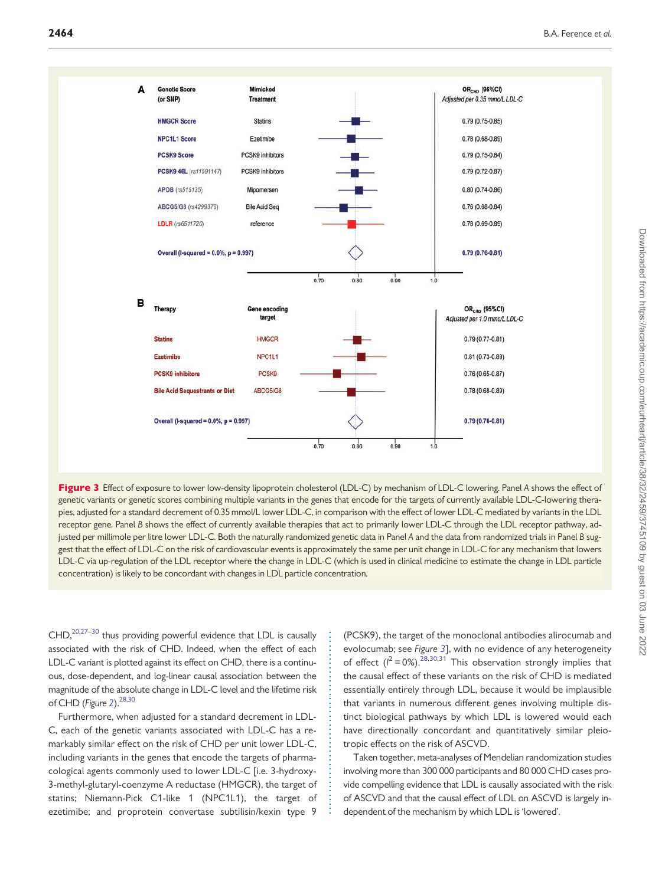**A**

| Genetic Score (or SNP) | Mimicked Treatment | $OR_{CHD}$ (95%CI) Adjusted per 0.35 mmol/L LDL-C |
|---|---|---|
| HMGCR Score | Statins | 0.79 (0.75-0.85) |
| NPC1L1 Score | Ezetimibe | 0.78 (0.68-0.89) |
| PCSK9 Score | PCSK9 inhibitors | 0.79 (0.75-0.84) |
| PCSK9 46L (rs11591147) | PCSK9 inhibitors | 0.79 (0.72-0.87) |
| APOB (rs515135) | Mipomersen | 0.80 (0.74-0.86) |
| ABCG5/G8 (rs4299376) | Bile Acid Seq | 0.76 (0.68-0.84) |
| LDLR (rs6511720) | reference | 0.78 (0.69-0.89) |
| Overall (I-squared = 0.0%, p = 0.997) | | 0.79 (0.76-0.81) |

**B**

| Therapy | Gene encoding target | $OR_{CHD}$ (95%CI) Adjusted per 1.0 mmol/L LDL-C |
|---|---|---|
| Statins | HMGCR | 0.79 (0.77-0.81) |
| Ezetimibe | NPC1L1 | 0.81 (0.73-0.89) |
| PCSK9 inhibitors | PCSK9 | 0.76 (0.65-0.87) |
| Bile Acid Sequestrants or Diet | ABCG5/G8 | 0.78 (0.68-0.89) |
| Overall (I-squared = 0.0%, p = 0.997) | | 0.79 (0.76-0.81) |

**Figure 3** Effect of exposure to lower low-density lipoprotein cholesterol (LDL-C) by mechanism of LDL-C lowering. Panel *A* shows the effect of genetic variants or genetic scores combining multiple variants in the genes that encode for the targets of currently available LDL-C-lowering therapies, adjusted for a standard decrement of 0.35 mmol/L lower LDL-C, in comparison with the effect of lower LDL-C mediated by variants in the LDL receptor gene. Panel *B* shows the effect of currently available therapies that act to primarily lower LDL-C through the LDL receptor pathway, adjusted per millimole per litre lower LDL-C. Both the naturally randomized genetic data in Panel *A* and the data from randomized trials in Panel *B* suggest that the effect of LDL-C on the risk of cardiovascular events is approximately the same per unit change in LDL-C for any mechanism that lowers LDL-C via up-regulation of the LDL receptor where the change in LDL-C (which is used in clinical medicine to estimate the change in LDL particle concentration) is likely to be concordant with changes in LDL particle concentration.

CHD,[20,27–30] thus providing powerful evidence that LDL is causally associated with the risk of CHD. Indeed, when the effect of each LDL-C variant is plotted against its effect on CHD, there is a continuous, dose-dependent, and log-linear causal association between the magnitude of the absolute change in LDL-C level and the lifetime risk of CHD (*Figure 2*).[28,30]

Furthermore, when adjusted for a standard decrement in LDL-C, each of the genetic variants associated with LDL-C has a remarkably similar effect on the risk of CHD per unit lower LDL-C, including variants in the genes that encode the targets of pharmacological agents commonly used to lower LDL-C [i.e. 3-hydroxy-3-methyl-glutaryl-coenzyme A reductase (HMGCR), the target of statins; Niemann-Pick C1-like 1 (NPC1L1), the target of ezetimibe; and proprotein convertase subtilisin/kexin type 9 (PCSK9), the target of the monoclonal antibodies alirocumab and evolocumab; see *Figure 3*], with no evidence of any heterogeneity of effect ($I^2 = 0\%$).[28,30,31] This observation strongly implies that the causal effect of these variants on the risk of CHD is mediated essentially entirely through LDL, because it would be implausible that variants in numerous different genes involving multiple distinct biological pathways by which LDL is lowered would each have directionally concordant and quantitatively similar pleiotropic effects on the risk of ASCVD.

Taken together, meta-analyses of Mendelian randomization studies involving more than 300 000 participants and 80 000 CHD cases provide compelling evidence that LDL is causally associated with the risk of ASCVD and that the causal effect of LDL on ASCVD is largely independent of the mechanism by which LDL is 'lowered'.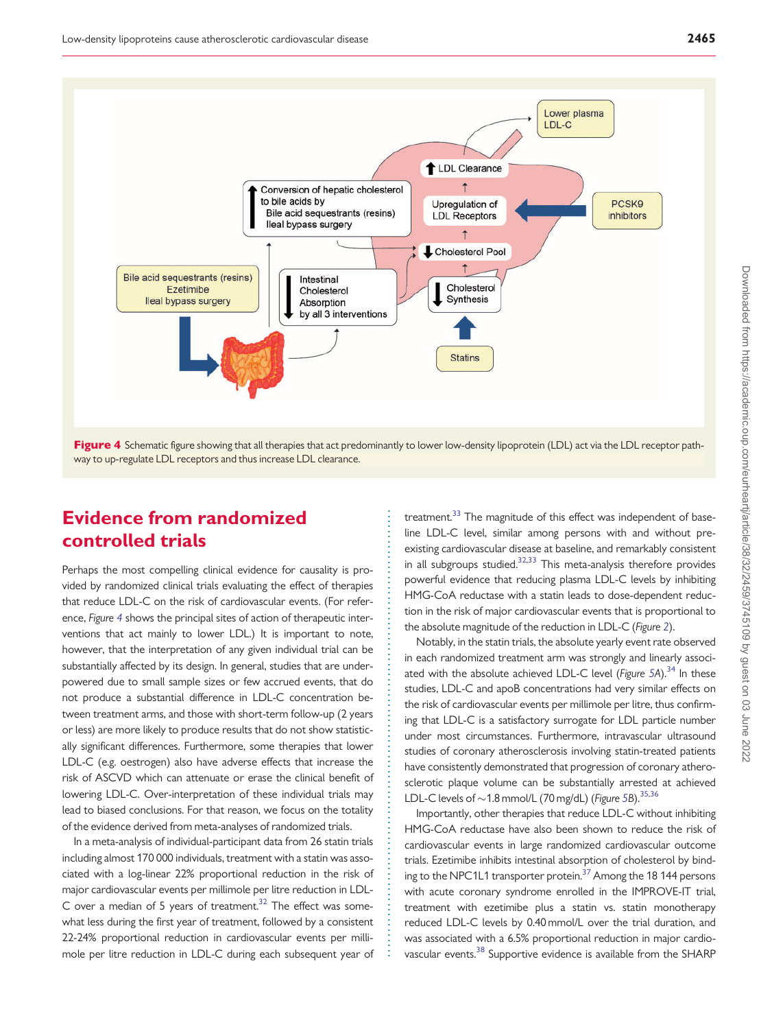Figure 4 Schematic figure showing that all therapies that act predominantly to lower low-density lipoprotein (LDL) act via the LDL receptor pathway to up-regulate LDL receptors and thus increase LDL clearance.

## Evidence from randomized controlled trials

Perhaps the most compelling clinical evidence for causality is provided by randomized clinical trials evaluating the effect of therapies that reduce LDL-C on the risk of cardiovascular events. (For reference, *Figure 4* shows the principal sites of action of therapeutic interventions that act mainly to lower LDL.) It is important to note, however, that the interpretation of any given individual trial can be substantially affected by its design. In general, studies that are underpowered due to small sample sizes or few accrued events, that do not produce a substantial difference in LDL-C concentration between treatment arms, and those with short-term follow-up (2 years or less) are more likely to produce results that do not show statistically significant differences. Furthermore, some therapies that lower LDL-C (e.g. oestrogen) also have adverse effects that increase the risk of ASCVD which can attenuate or erase the clinical benefit of lowering LDL-C. Over-interpretation of these individual trials may lead to biased conclusions. For that reason, we focus on the totality of the evidence derived from meta-analyses of randomized trials.

In a meta-analysis of individual-participant data from 26 statin trials including almost 170 000 individuals, treatment with a statin was associated with a log-linear 22% proportional reduction in the risk of major cardiovascular events per millimole per litre reduction in LDL-C over a median of 5 years of treatment.[32] The effect was somewhat less during the first year of treatment, followed by a consistent 22-24% proportional reduction in cardiovascular events per millimole per litre reduction in LDL-C during each subsequent year of treatment.[33] The magnitude of this effect was independent of baseline LDL-C level, similar among persons with and without pre-existing cardiovascular disease at baseline, and remarkably consistent in all subgroups studied.[32,33] This meta-analysis therefore provides powerful evidence that reducing plasma LDL-C levels by inhibiting HMG-CoA reductase with a statin leads to dose-dependent reduction in the risk of major cardiovascular events that is proportional to the absolute magnitude of the reduction in LDL-C (*Figure 2*).

Notably, in the statin trials, the absolute yearly event rate observed in each randomized treatment arm was strongly and linearly associated with the absolute achieved LDL-C level (*Figure 5A*).[34] In these studies, LDL-C and apoB concentrations had very similar effects on the risk of cardiovascular events per millimole per litre, thus confirming that LDL-C is a satisfactory surrogate for LDL particle number under most circumstances. Furthermore, intravascular ultrasound studies of coronary atherosclerosis involving statin-treated patients have consistently demonstrated that progression of coronary atherosclerotic plaque volume can be substantially arrested at achieved LDL-C levels of ~1.8 mmol/L (70 mg/dL) (*Figure 5B*).[35,36]

Importantly, other therapies that reduce LDL-C without inhibiting HMG-CoA reductase have also been shown to reduce the risk of cardiovascular events in large randomized cardiovascular outcome trials. Ezetimibe inhibits intestinal absorption of cholesterol by binding to the NPC1L1 transporter protein.[37] Among the 18 144 persons with acute coronary syndrome enrolled in the IMPROVE-IT trial, treatment with ezetimibe plus a statin vs. statin monotherapy reduced LDL-C levels by 0.40 mmol/L over the trial duration, and was associated with a 6.5% proportional reduction in major cardiovascular events.[38] Supportive evidence is available from the SHARP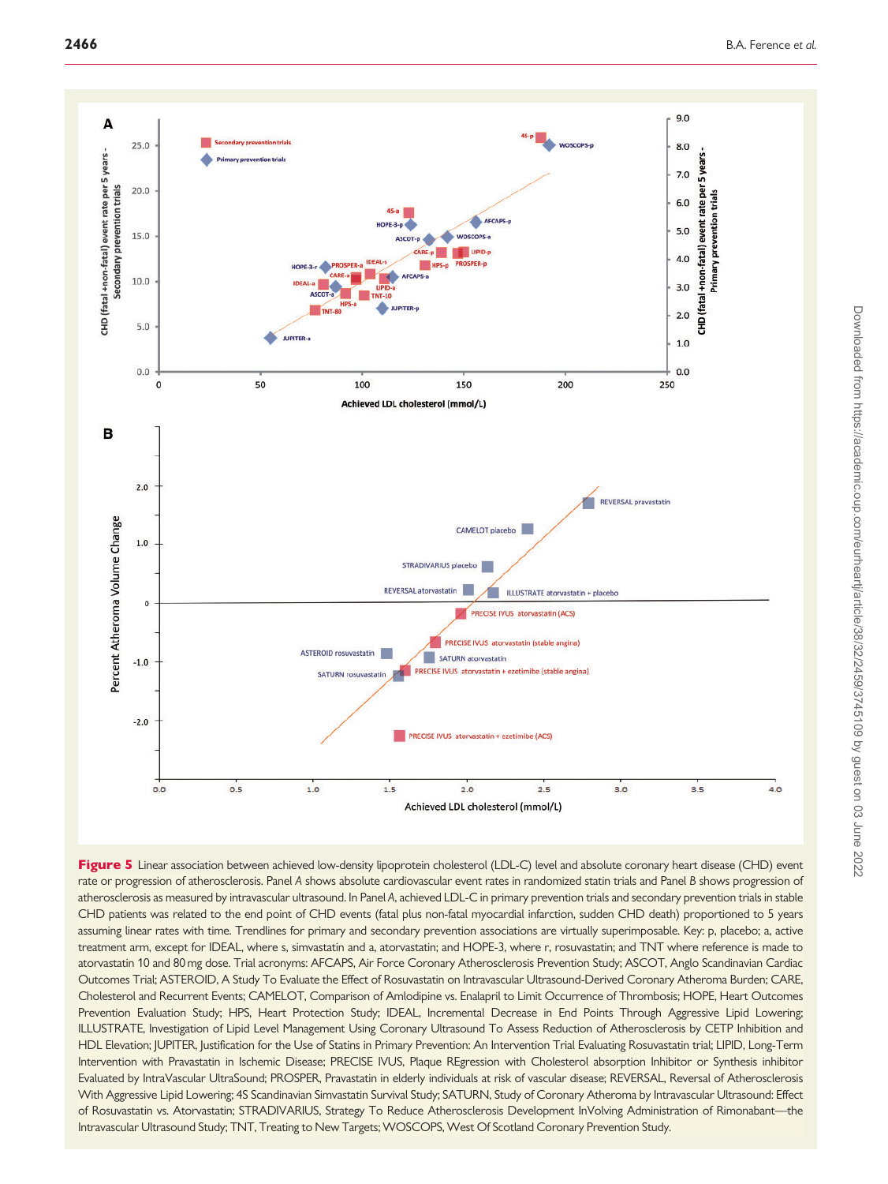**Figure 5** Linear association between achieved low-density lipoprotein cholesterol (LDL-C) level and absolute coronary heart disease (CHD) event rate or progression of atherosclerosis. Panel *A* shows absolute cardiovascular event rates in randomized statin trials and Panel *B* shows progression of atherosclerosis as measured by intravascular ultrasound. In Panel *A*, achieved LDL-C in primary prevention trials and secondary prevention trials in stable CHD patients was related to the end point of CHD events (fatal plus non-fatal myocardial infarction, sudden CHD death) proportioned to 5 years assuming linear rates with time. Trendlines for primary and secondary prevention associations are virtually superimposable. Key: p, placebo; a, active treatment arm, except for IDEAL, where s, simvastatin and a, atorvastatin; and HOPE-3, where r, rosuvastatin; and TNT where reference is made to atorvastatin 10 and 80 mg dose. Trial acronyms: AFCAPS, Air Force Coronary Atherosclerosis Prevention Study; ASCOT, Anglo Scandinavian Cardiac Outcomes Trial; ASTEROID, A Study To Evaluate the Effect of Rosuvastatin on Intravascular Ultrasound-Derived Coronary Atheroma Burden; CARE, Cholesterol and Recurrent Events; CAMELOT, Comparison of Amlodipine vs. Enalapril to Limit Occurrence of Thrombosis; HOPE, Heart Outcomes Prevention Evaluation Study; HPS, Heart Protection Study; IDEAL, Incremental Decrease in End Points Through Aggressive Lipid Lowering; ILLUSTRATE, Investigation of Lipid Level Management Using Coronary Ultrasound To Assess Reduction of Atherosclerosis by CETP Inhibition and HDL Elevation; JUPITER, Justification for the Use of Statins in Primary Prevention: An Intervention Trial Evaluating Rosuvastatin trial; LIPID, Long-Term Intervention with Pravastatin in Ischemic Disease; PRECISE IVUS, Plaque REgression with Cholesterol absorption Inhibitor or Synthesis inhibitor Evaluated by IntraVascular UltraSound; PROSPER, Pravastatin in elderly individuals at risk of vascular disease; REVERSAL, Reversal of Atherosclerosis With Aggressive Lipid Lowering; 4S Scandinavian Simvastatin Survival Study; SATURN, Study of Coronary Atheroma by Intravascular Ultrasound: Effect of Rosuvastatin vs. Atorvastatin; STRADIVARIUS, Strategy To Reduce Atherosclerosis Development InVolving Administration of Rimonabant—the Intravascular Ultrasound Study; TNT, Treating to New Targets; WOSCOPS, West Of Scotland Coronary Prevention Study.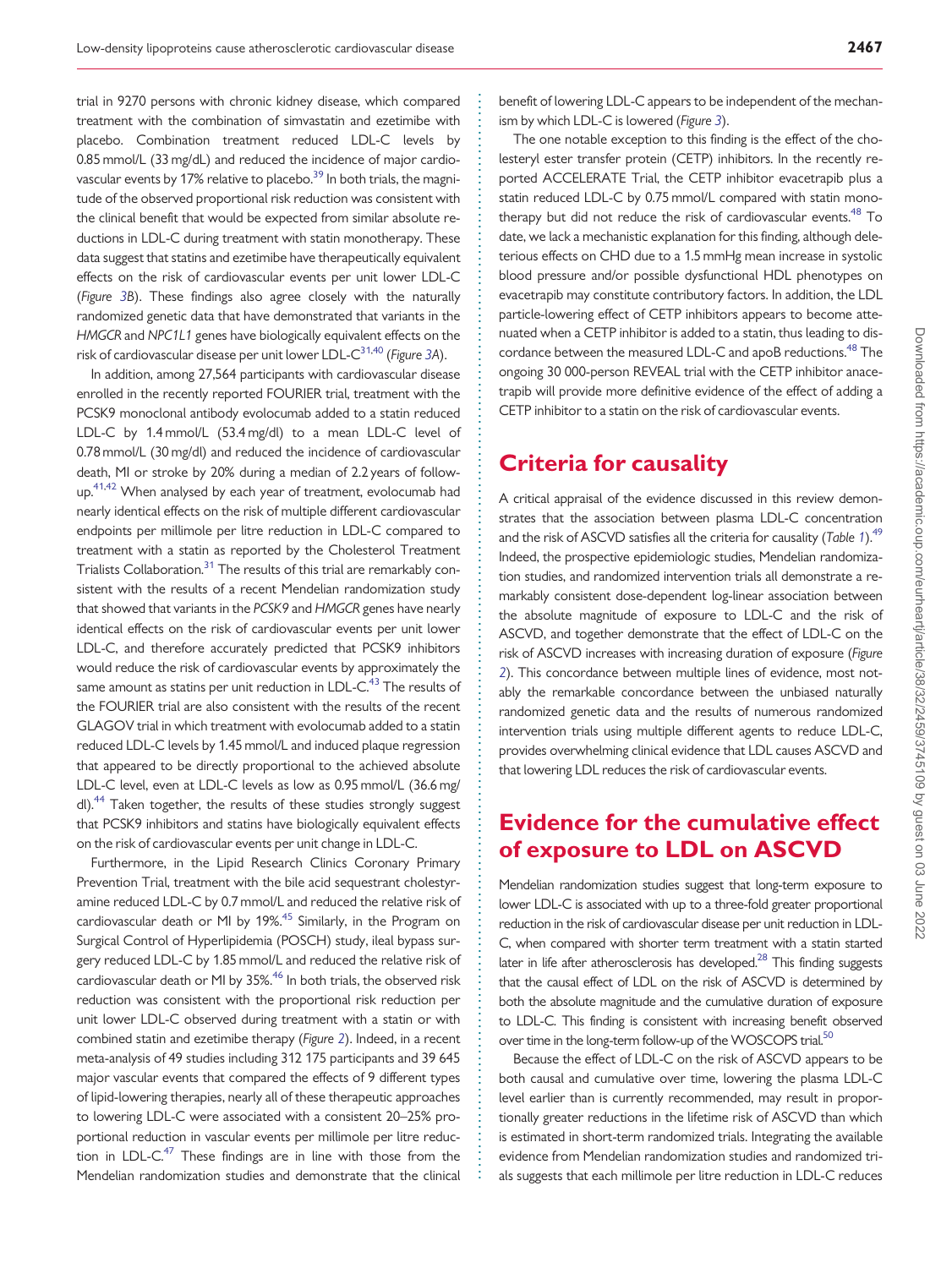trial in 9270 persons with chronic kidney disease, which compared treatment with the combination of simvastatin and ezetimibe with placebo. Combination treatment reduced LDL-C levels by 0.85 mmol/L (33 mg/dL) and reduced the incidence of major cardiovascular events by 17% relative to placebo.[39] In both trials, the magnitude of the observed proportional risk reduction was consistent with the clinical benefit that would be expected from similar absolute reductions in LDL-C during treatment with statin monotherapy. These data suggest that statins and ezetimibe have therapeutically equivalent effects on the risk of cardiovascular events per unit lower LDL-C (*Figure 3B*). These findings also agree closely with the naturally randomized genetic data that have demonstrated that variants in the *HMGCR* and *NPC1L1* genes have biologically equivalent effects on the risk of cardiovascular disease per unit lower LDL-C[31,40] (*Figure 3A*).

In addition, among 27,564 participants with cardiovascular disease enrolled in the recently reported FOURIER trial, treatment with the PCSK9 monoclonal antibody evolocumab added to a statin reduced LDL-C by 1.4 mmol/L (53.4 mg/dl) to a mean LDL-C level of 0.78 mmol/L (30 mg/dl) and reduced the incidence of cardiovascular death, MI or stroke by 20% during a median of 2.2 years of follow-up.[41,42] When analysed by each year of treatment, evolocumab had nearly identical effects on the risk of multiple different cardiovascular endpoints per millimole per litre reduction in LDL-C compared to treatment with a statin as reported by the Cholesterol Treatment Trialists Collaboration.[31] The results of this trial are remarkably consistent with the results of a recent Mendelian randomization study that showed that variants in the *PCSK9* and *HMGCR* genes have nearly identical effects on the risk of cardiovascular events per unit lower LDL-C, and therefore accurately predicted that PCSK9 inhibitors would reduce the risk of cardiovascular events by approximately the same amount as statins per unit reduction in LDL-C.[43] The results of the FOURIER trial are also consistent with the results of the recent GLAGOV trial in which treatment with evolocumab added to a statin reduced LDL-C levels by 1.45 mmol/L and induced plaque regression that appeared to be directly proportional to the achieved absolute LDL-C level, even at LDL-C levels as low as 0.95 mmol/L (36.6 mg/dl).[44] Taken together, the results of these studies strongly suggest that PCSK9 inhibitors and statins have biologically equivalent effects on the risk of cardiovascular events per unit change in LDL-C.

Furthermore, in the Lipid Research Clinics Coronary Primary Prevention Trial, treatment with the bile acid sequestrant cholestyramine reduced LDL-C by 0.7 mmol/L and reduced the relative risk of cardiovascular death or MI by 19%.[45] Similarly, in the Program on Surgical Control of Hyperlipidemia (POSCH) study, ileal bypass surgery reduced LDL-C by 1.85 mmol/L and reduced the relative risk of cardiovascular death or MI by 35%.[46] In both trials, the observed risk reduction was consistent with the proportional risk reduction per unit lower LDL-C observed during treatment with a statin or with combined statin and ezetimibe therapy (*Figure 2*). Indeed, in a recent meta-analysis of 49 studies including 312 175 participants and 39 645 major vascular events that compared the effects of 9 different types of lipid-lowering therapies, nearly all of these therapeutic approaches to lowering LDL-C were associated with a consistent 20–25% proportional reduction in vascular events per millimole per litre reduction in LDL-C.[47] These findings are in line with those from the Mendelian randomization studies and demonstrate that the clinical benefit of lowering LDL-C appears to be independent of the mechanism by which LDL-C is lowered (*Figure 3*).

The one notable exception to this finding is the effect of the cholesteryl ester transfer protein (CETP) inhibitors. In the recently reported ACCELERATE Trial, the CETP inhibitor evacetrapib plus a statin reduced LDL-C by 0.75 mmol/L compared with statin monotherapy but did not reduce the risk of cardiovascular events.[48] To date, we lack a mechanistic explanation for this finding, although deleterious effects on CHD due to a 1.5 mmHg mean increase in systolic blood pressure and/or possible dysfunctional HDL phenotypes on evacetrapib may constitute contributory factors. In addition, the LDL particle-lowering effect of CETP inhibitors appears to become attenuated when a CETP inhibitor is added to a statin, thus leading to discordance between the measured LDL-C and apoB reductions.[48] The ongoing 30 000-person REVEAL trial with the CETP inhibitor anacetrapib will provide more definitive evidence of the effect of adding a CETP inhibitor to a statin on the risk of cardiovascular events.

## Criteria for causality

A critical appraisal of the evidence discussed in this review demonstrates that the association between plasma LDL-C concentration and the risk of ASCVD satisfies all the criteria for causality (*Table 1*).[49] Indeed, the prospective epidemiologic studies, Mendelian randomization studies, and randomized intervention trials all demonstrate a remarkably consistent dose-dependent log-linear association between the absolute magnitude of exposure to LDL-C and the risk of ASCVD, and together demonstrate that the effect of LDL-C on the risk of ASCVD increases with increasing duration of exposure (*Figure 2*). This concordance between multiple lines of evidence, most notably the remarkable concordance between the unbiased naturally randomized genetic data and the results of numerous randomized intervention trials using multiple different agents to reduce LDL-C, provides overwhelming clinical evidence that LDL causes ASCVD and that lowering LDL reduces the risk of cardiovascular events.

## Evidence for the cumulative effect of exposure to LDL on ASCVD

Mendelian randomization studies suggest that long-term exposure to lower LDL-C is associated with up to a three-fold greater proportional reduction in the risk of cardiovascular disease per unit reduction in LDL-C, when compared with shorter term treatment with a statin started later in life after atherosclerosis has developed.[28] This finding suggests that the causal effect of LDL on the risk of ASCVD is determined by both the absolute magnitude and the cumulative duration of exposure to LDL-C. This finding is consistent with increasing benefit observed over time in the long-term follow-up of the WOSCOPS trial.[50]

Because the effect of LDL-C on the risk of ASCVD appears to be both causal and cumulative over time, lowering the plasma LDL-C level earlier than is currently recommended, may result in proportionally greater reductions in the lifetime risk of ASCVD than which is estimated in short-term randomized trials. Integrating the available evidence from Mendelian randomization studies and randomized trials suggests that each millimole per litre reduction in LDL-C reduces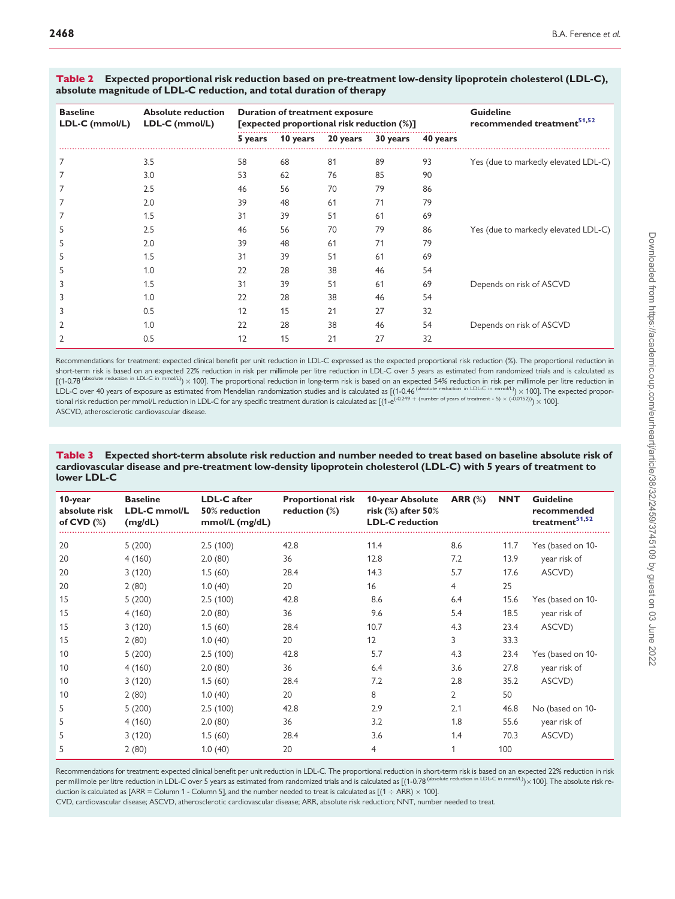**Table 2 Expected proportional risk reduction based on pre-treatment low-density lipoprotein cholesterol (LDL-C), absolute magnitude of LDL-C reduction, and total duration of therapy**

| Baseline LDL-C (mmol/L) | Absolute reduction LDL-C (mmol/L) | Duration of treatment exposure [expected proportional risk reduction (%)] | | | | | Guideline recommended treatment[51,52] |
|---|---|---|---|---|---|---|---|
| | | 5 years | 10 years | 20 years | 30 years | 40 years | |
| 7 | 3.5 | 58 | 68 | 81 | 89 | 93 | Yes (due to markedly elevated LDL-C) |
| 7 | 3.0 | 53 | 62 | 76 | 85 | 90 | |
| 7 | 2.5 | 46 | 56 | 70 | 79 | 86 | |
| 7 | 2.0 | 39 | 48 | 61 | 71 | 79 | |
| 7 | 1.5 | 31 | 39 | 51 | 61 | 69 | |
| 5 | 2.5 | 46 | 56 | 70 | 79 | 86 | Yes (due to markedly elevated LDL-C) |
| 5 | 2.0 | 39 | 48 | 61 | 71 | 79 | |
| 5 | 1.5 | 31 | 39 | 51 | 61 | 69 | |
| 5 | 1.0 | 22 | 28 | 38 | 46 | 54 | |
| 3 | 1.5 | 31 | 39 | 51 | 61 | 69 | Depends on risk of ASCVD |
| 3 | 1.0 | 22 | 28 | 38 | 46 | 54 | |
| 3 | 0.5 | 12 | 15 | 21 | 27 | 32 | |
| 2 | 1.0 | 22 | 28 | 38 | 46 | 54 | Depends on risk of ASCVD |
| 2 | 0.5 | 12 | 15 | 21 | 27 | 32 | |

Recommendations for treatment: expected clinical benefit per unit reduction in LDL-C expressed as the expected proportional risk reduction (%). The proportional reduction in short-term risk is based on an expected 22% reduction in risk per millimole per litre reduction in LDL-C over 5 years as estimated from randomized trials and is calculated as $[(1\text{-}0.78^{\text{(absolute reduction in LDL-C in mmol/L)}}) \times 100]$. The proportional reduction in long-term risk is based on an expected 54% reduction in risk per millimole per litre reduction in LDL-C over 40 years of exposure as estimated from Mendelian randomization studies and is calculated as $[(1\text{-}0.46^{\text{(absolute reduction in LDL-C in mmol/L)}}) \times 100]$. The expected proportional risk reduction per mmol/L reduction in LDL-C for any specific treatment duration is calculated as: $[(1\text{-}e^{(-0.249\ +\ (\text{number of years of treatment}\ -\ 5)\ \times\ (-0.0152))}) \times 100]$.
ASCVD, atherosclerotic cardiovascular disease.

**Table 3 Expected short-term absolute risk reduction and number needed to treat based on baseline absolute risk of cardiovascular disease and pre-treatment low-density lipoprotein cholesterol (LDL-C) with 5 years of treatment to lower LDL-C**

| 10-year absolute risk of CVD (%) | Baseline LDL-C mmol/L (mg/dL) | LDL-C after 50% reduction mmol/L (mg/dL) | Proportional risk reduction (%) | 10-year Absolute risk (%) after 50% LDL-C reduction | ARR (%) | NNT | Guideline recommended treatment[51,52] |
|---|---|---|---|---|---|---|---|
| 20 | 5 (200) | 2.5 (100) | 42.8 | 11.4 | 8.6 | 11.7 | Yes (based on 10-year risk of ASCVD) |
| 20 | 4 (160) | 2.0 (80) | 36 | 12.8 | 7.2 | 13.9 | |
| 20 | 3 (120) | 1.5 (60) | 28.4 | 14.3 | 5.7 | 17.6 | |
| 20 | 2 (80) | 1.0 (40) | 20 | 16 | 4 | 25 | |
| 15 | 5 (200) | 2.5 (100) | 42.8 | 8.6 | 6.4 | 15.6 | Yes (based on 10-year risk of ASCVD) |
| 15 | 4 (160) | 2.0 (80) | 36 | 9.6 | 5.4 | 18.5 | |
| 15 | 3 (120) | 1.5 (60) | 28.4 | 10.7 | 4.3 | 23.4 | |
| 15 | 2 (80) | 1.0 (40) | 20 | 12 | 3 | 33.3 | |
| 10 | 5 (200) | 2.5 (100) | 42.8 | 5.7 | 4.3 | 23.4 | Yes (based on 10-year risk of ASCVD) |
| 10 | 4 (160) | 2.0 (80) | 36 | 6.4 | 3.6 | 27.8 | |
| 10 | 3 (120) | 1.5 (60) | 28.4 | 7.2 | 2.8 | 35.2 | |
| 10 | 2 (80) | 1.0 (40) | 20 | 8 | 2 | 50 | |
| 5 | 5 (200) | 2.5 (100) | 42.8 | 2.9 | 2.1 | 46.8 | No (based on 10-year risk of ASCVD) |
| 5 | 4 (160) | 2.0 (80) | 36 | 3.2 | 1.8 | 55.6 | |
| 5 | 3 (120) | 1.5 (60) | 28.4 | 3.6 | 1.4 | 70.3 | |
| 5 | 2 (80) | 1.0 (40) | 20 | 4 | 1 | 100 | |

Recommendations for treatment: expected clinical benefit per unit reduction in LDL-C. The proportional reduction in short-term risk is based on an expected 22% reduction in risk per millimole per litre reduction in LDL-C over 5 years as estimated from randomized trials and is calculated as $[(1\text{-}0.78^{\text{(absolute reduction in LDL-C in mmol/L)}}) \times 100]$. The absolute risk reduction is calculated as [ARR = Column 1 - Column 5], and the number needed to treat is calculated as $[(1 \div \text{ARR}) \times 100]$.
CVD, cardiovascular disease; ASCVD, atherosclerotic cardiovascular disease; ARR, absolute risk reduction; NNT, number needed to treat.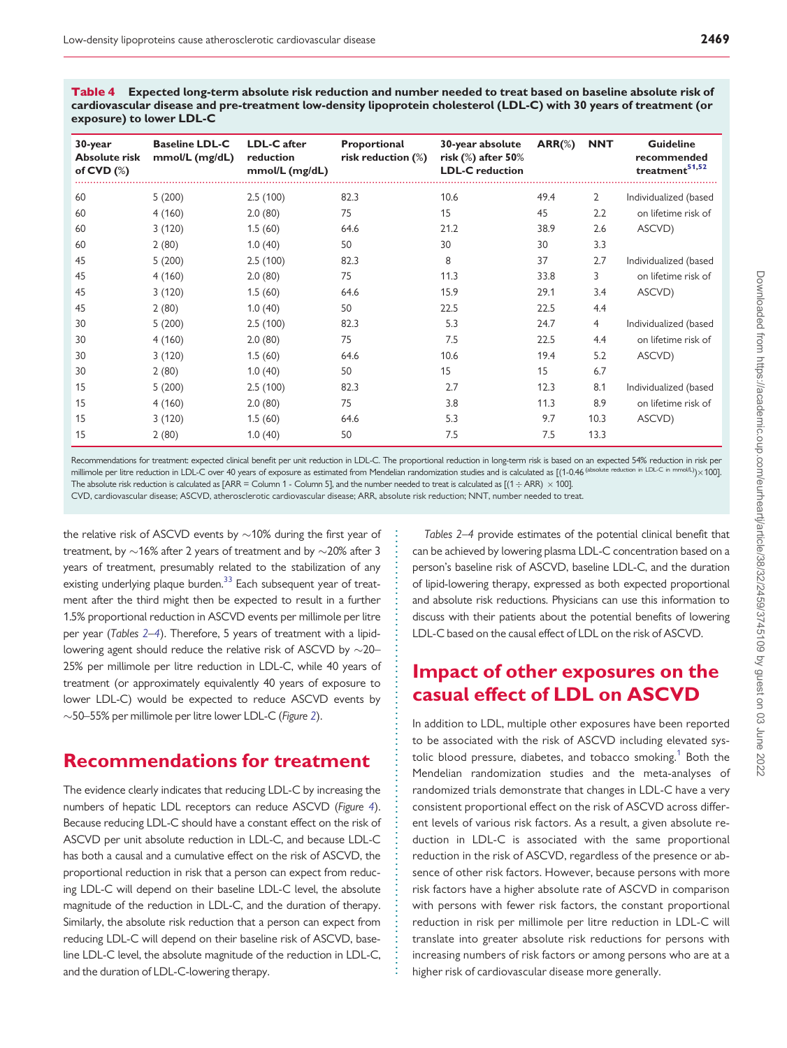**Table 4** Expected long-term absolute risk reduction and number needed to treat based on baseline absolute risk of cardiovascular disease and pre-treatment low-density lipoprotein cholesterol (LDL-C) with 30 years of treatment (or exposure) to lower LDL-C

| 30-year Absolute risk of CVD (%) | Baseline LDL-C mmol/L (mg/dL) | LDL-C after reduction mmol/L (mg/dL) | Proportional risk reduction (%) | 30-year absolute risk (%) after 50% LDL-C reduction | ARR(%) | NNT | Guideline recommended treatment[51,52] |
|---|---|---|---|---|---|---|---|
| 60 | 5 (200) | 2.5 (100) | 82.3 | 10.6 | 49.4 | 2 | Individualized (based |
| 60 | 4 (160) | 2.0 (80) | 75 | 15 | 45 | 2.2 | on lifetime risk of |
| 60 | 3 (120) | 1.5 (60) | 64.6 | 21.2 | 38.9 | 2.6 | ASCVD) |
| 60 | 2 (80) | 1.0 (40) | 50 | 30 | 30 | 3.3 | |
| 45 | 5 (200) | 2.5 (100) | 82.3 | 8 | 37 | 2.7 | Individualized (based |
| 45 | 4 (160) | 2.0 (80) | 75 | 11.3 | 33.8 | 3 | on lifetime risk of |
| 45 | 3 (120) | 1.5 (60) | 64.6 | 15.9 | 29.1 | 3.4 | ASCVD) |
| 45 | 2 (80) | 1.0 (40) | 50 | 22.5 | 22.5 | 4.4 | |
| 30 | 5 (200) | 2.5 (100) | 82.3 | 5.3 | 24.7 | 4 | Individualized (based |
| 30 | 4 (160) | 2.0 (80) | 75 | 7.5 | 22.5 | 4.4 | on lifetime risk of |
| 30 | 3 (120) | 1.5 (60) | 64.6 | 10.6 | 19.4 | 5.2 | ASCVD) |
| 30 | 2 (80) | 1.0 (40) | 50 | 15 | 15 | 6.7 | |
| 15 | 5 (200) | 2.5 (100) | 82.3 | 2.7 | 12.3 | 8.1 | Individualized (based |
| 15 | 4 (160) | 2.0 (80) | 75 | 3.8 | 11.3 | 8.9 | on lifetime risk of |
| 15 | 3 (120) | 1.5 (60) | 64.6 | 5.3 | 9.7 | 10.3 | ASCVD) |
| 15 | 2 (80) | 1.0 (40) | 50 | 7.5 | 7.5 | 13.3 | |

Recommendations for treatment: expected clinical benefit per unit reduction in LDL-C. The proportional reduction in long-term risk is based on an expected 54% reduction in risk per millimole per litre reduction in LDL-C over 40 years of exposure as estimated from Mendelian randomization studies and is calculated as $[(1\text{-}0.46^{\text{(absolute reduction in LDL-C in mmol/L)}}) \times 100]$. The absolute risk reduction is calculated as [ARR = Column 1 - Column 5], and the number needed to treat is calculated as $[(1 \div \text{ARR}) \times 100]$.
CVD, cardiovascular disease; ASCVD, atherosclerotic cardiovascular disease; ARR, absolute risk reduction; NNT, number needed to treat.

the relative risk of ASCVD events by ∼10% during the first year of treatment, by ∼16% after 2 years of treatment and by ∼20% after 3 years of treatment, presumably related to the stabilization of any existing underlying plaque burden.[33] Each subsequent year of treatment after the third might then be expected to result in a further 1.5% proportional reduction in ASCVD events per millimole per litre per year (*Tables 2–4*). Therefore, 5 years of treatment with a lipid-lowering agent should reduce the relative risk of ASCVD by ∼20–25% per millimole per litre reduction in LDL-C, while 40 years of treatment (or approximately equivalently 40 years of exposure to lower LDL-C) would be expected to reduce ASCVD events by ∼50–55% per millimole per litre lower LDL-C (*Figure 2*).

## Recommendations for treatment

The evidence clearly indicates that reducing LDL-C by increasing the numbers of hepatic LDL receptors can reduce ASCVD (*Figure 4*). Because reducing LDL-C should have a constant effect on the risk of ASCVD per unit absolute reduction in LDL-C, and because LDL-C has both a causal and a cumulative effect on the risk of ASCVD, the proportional reduction in risk that a person can expect from reducing LDL-C will depend on their baseline LDL-C level, the absolute magnitude of the reduction in LDL-C, and the duration of therapy. Similarly, the absolute risk reduction that a person can expect from reducing LDL-C will depend on their baseline risk of ASCVD, baseline LDL-C level, the absolute magnitude of the reduction in LDL-C, and the duration of LDL-C-lowering therapy.

*Tables 2–4* provide estimates of the potential clinical benefit that can be achieved by lowering plasma LDL-C concentration based on a person's baseline risk of ASCVD, baseline LDL-C, and the duration of lipid-lowering therapy, expressed as both expected proportional and absolute risk reductions. Physicians can use this information to discuss with their patients about the potential benefits of lowering LDL-C based on the causal effect of LDL on the risk of ASCVD.

## Impact of other exposures on the casual effect of LDL on ASCVD

In addition to LDL, multiple other exposures have been reported to be associated with the risk of ASCVD including elevated systolic blood pressure, diabetes, and tobacco smoking.[1] Both the Mendelian randomization studies and the meta-analyses of randomized trials demonstrate that changes in LDL-C have a very consistent proportional effect on the risk of ASCVD across different levels of various risk factors. As a result, a given absolute reduction in LDL-C is associated with the same proportional reduction in the risk of ASCVD, regardless of the presence or absence of other risk factors. However, because persons with more risk factors have a higher absolute rate of ASCVD in comparison with persons with fewer risk factors, the constant proportional reduction in risk per millimole per litre reduction in LDL-C will translate into greater absolute risk reductions for persons with increasing numbers of risk factors or among persons who are at a higher risk of cardiovascular disease more generally.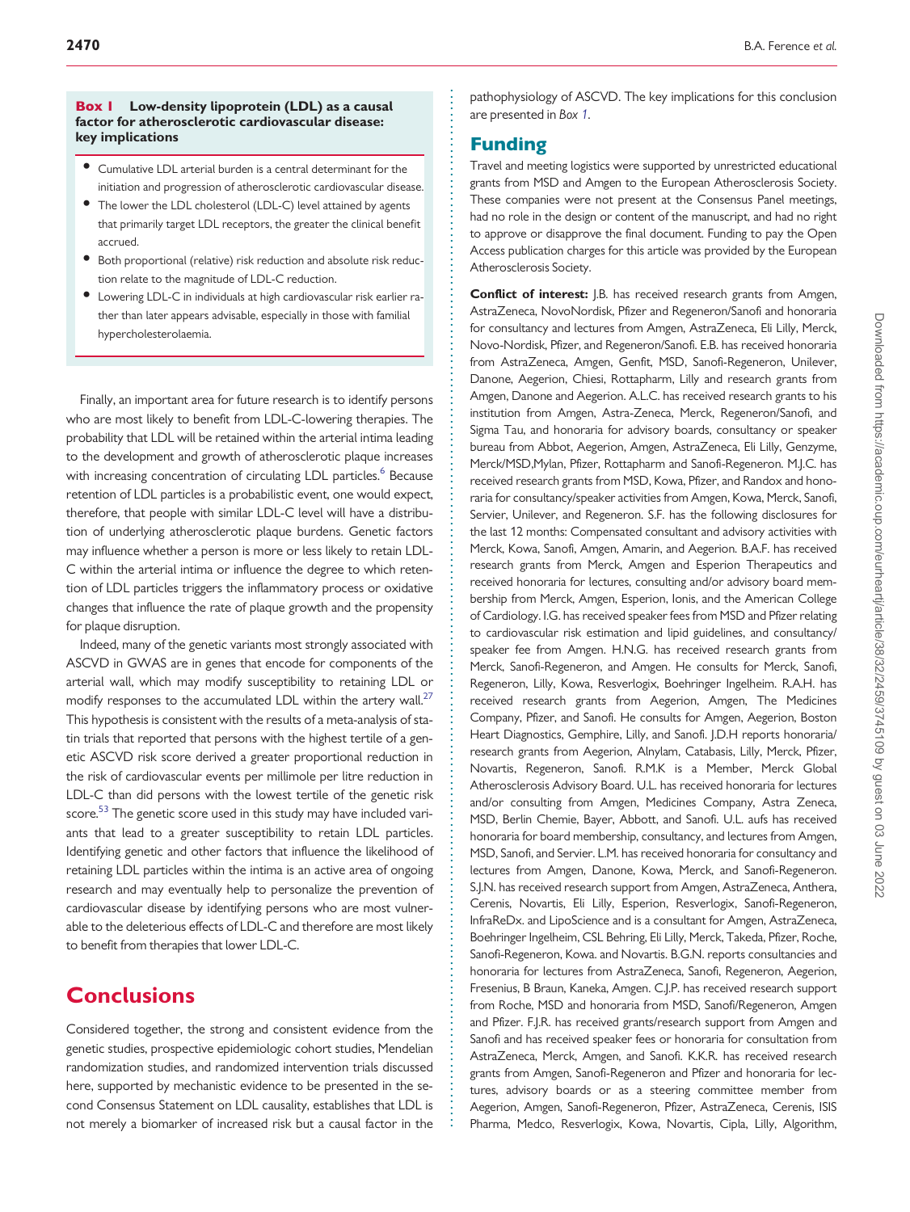**Box 1 Low-density lipoprotein (LDL) as a causal factor for atherosclerotic cardiovascular disease: key implications**

- Cumulative LDL arterial burden is a central determinant for the initiation and progression of atherosclerotic cardiovascular disease.
- The lower the LDL cholesterol (LDL-C) level attained by agents that primarily target LDL receptors, the greater the clinical benefit accrued.
- Both proportional (relative) risk reduction and absolute risk reduction relate to the magnitude of LDL-C reduction.
- Lowering LDL-C in individuals at high cardiovascular risk earlier rather than later appears advisable, especially in those with familial hypercholesterolaemia.

Finally, an important area for future research is to identify persons who are most likely to benefit from LDL-C-lowering therapies. The probability that LDL will be retained within the arterial intima leading to the development and growth of atherosclerotic plaque increases with increasing concentration of circulating LDL particles.[6] Because retention of LDL particles is a probabilistic event, one would expect, therefore, that people with similar LDL-C level will have a distribution of underlying atherosclerotic plaque burdens. Genetic factors may influence whether a person is more or less likely to retain LDL-C within the arterial intima or influence the degree to which retention of LDL particles triggers the inflammatory process or oxidative changes that influence the rate of plaque growth and the propensity for plaque disruption.

Indeed, many of the genetic variants most strongly associated with ASCVD in GWAS are in genes that encode for components of the arterial wall, which may modify susceptibility to retaining LDL or modify responses to the accumulated LDL within the artery wall.[27] This hypothesis is consistent with the results of a meta-analysis of statin trials that reported that persons with the highest tertile of a genetic ASCVD risk score derived a greater proportional reduction in the risk of cardiovascular events per millimole per litre reduction in LDL-C than did persons with the lowest tertile of the genetic risk score.[53] The genetic score used in this study may have included variants that lead to a greater susceptibility to retain LDL particles. Identifying genetic and other factors that influence the likelihood of retaining LDL particles within the intima is an active area of ongoing research and may eventually help to personalize the prevention of cardiovascular disease by identifying persons who are most vulnerable to the deleterious effects of LDL-C and therefore are most likely to benefit from therapies that lower LDL-C.

# Conclusions

Considered together, the strong and consistent evidence from the genetic studies, prospective epidemiologic cohort studies, Mendelian randomization studies, and randomized intervention trials discussed here, supported by mechanistic evidence to be presented in the second Consensus Statement on LDL causality, establishes that LDL is not merely a biomarker of increased risk but a causal factor in the pathophysiology of ASCVD. The key implications for this conclusion are presented in *Box 1*.

# Funding

Travel and meeting logistics were supported by unrestricted educational grants from MSD and Amgen to the European Atherosclerosis Society. These companies were not present at the Consensus Panel meetings, had no role in the design or content of the manuscript, and had no right to approve or disapprove the final document. Funding to pay the Open Access publication charges for this article was provided by the European Atherosclerosis Society.

**Conflict of interest:** J.B. has received research grants from Amgen, AstraZeneca, NovoNordisk, Pfizer and Regeneron/Sanofi and honoraria for consultancy and lectures from Amgen, AstraZeneca, Eli Lilly, Merck, Novo-Nordisk, Pfizer, and Regeneron/Sanofi. E.B. has received honoraria from AstraZeneca, Amgen, Genfit, MSD, Sanofi-Regeneron, Unilever, Danone, Aegerion, Chiesi, Rottapharm, Lilly and research grants from Amgen, Danone and Aegerion. A.L.C. has received research grants to his institution from Amgen, Astra-Zeneca, Merck, Regeneron/Sanofi, and Sigma Tau, and honoraria for advisory boards, consultancy or speaker bureau from Abbot, Aegerion, Amgen, AstraZeneca, Eli Lilly, Genzyme, Merck/MSD,Mylan, Pfizer, Rottapharm and Sanofi-Regeneron. M.J.C. has received research grants from MSD, Kowa, Pfizer, and Randox and honoraria for consultancy/speaker activities from Amgen, Kowa, Merck, Sanofi, Servier, Unilever, and Regeneron. S.F. has the following disclosures for the last 12 months: Compensated consultant and advisory activities with Merck, Kowa, Sanofi, Amgen, Amarin, and Aegerion. B.A.F. has received research grants from Merck, Amgen and Esperion Therapeutics and received honoraria for lectures, consulting and/or advisory board membership from Merck, Amgen, Esperion, Ionis, and the American College of Cardiology. I.G. has received speaker fees from MSD and Pfizer relating to cardiovascular risk estimation and lipid guidelines, and consultancy/speaker fee from Amgen. H.N.G. has received research grants from Merck, Sanofi-Regeneron, and Amgen. He consults for Merck, Sanofi, Regeneron, Lilly, Kowa, Resverlogix, Boehringer Ingelheim. R.A.H. has received research grants from Aegerion, Amgen, The Medicines Company, Pfizer, and Sanofi. He consults for Amgen, Aegerion, Boston Heart Diagnostics, Gemphire, Lilly, and Sanofi. J.D.H reports honoraria/research grants from Aegerion, Alnylam, Catabasis, Lilly, Merck, Pfizer, Novartis, Regeneron, Sanofi. R.M.K is a Member, Merck Global Atherosclerosis Advisory Board. U.L. has received honoraria for lectures and/or consulting from Amgen, Medicines Company, Astra Zeneca, MSD, Berlin Chemie, Bayer, Abbott, and Sanofi. U.L. aufs has received honoraria for board membership, consultancy, and lectures from Amgen, MSD, Sanofi, and Servier. L.M. has received honoraria for consultancy and lectures from Amgen, Danone, Kowa, Merck, and Sanofi-Regeneron. S.J.N. has received research support from Amgen, AstraZeneca, Anthera, Cerenis, Novartis, Eli Lilly, Esperion, Resverlogix, Sanofi-Regeneron, InfraReDx. and LipoScience and is a consultant for Amgen, AstraZeneca, Boehringer Ingelheim, CSL Behring, Eli Lilly, Merck, Takeda, Pfizer, Roche, Sanofi-Regeneron, Kowa. and Novartis. B.G.N. reports consultancies and honoraria for lectures from AstraZeneca, Sanofi, Regeneron, Aegerion, Fresenius, B Braun, Kaneka, Amgen. C.J.P. has received research support from Roche, MSD and honoraria from MSD, Sanofi/Regeneron, Amgen and Pfizer. F.J.R. has received grants/research support from Amgen and Sanofi and has received speaker fees or honoraria for consultation from AstraZeneca, Merck, Amgen, and Sanofi. K.K.R. has received research grants from Amgen, Sanofi-Regeneron and Pfizer and honoraria for lectures, advisory boards or as a steering committee member from Aegerion, Amgen, Sanofi-Regeneron, Pfizer, AstraZeneca, Cerenis, ISIS Pharma, Medco, Resverlogix, Kowa, Novartis, Cipla, Lilly, Algorithm,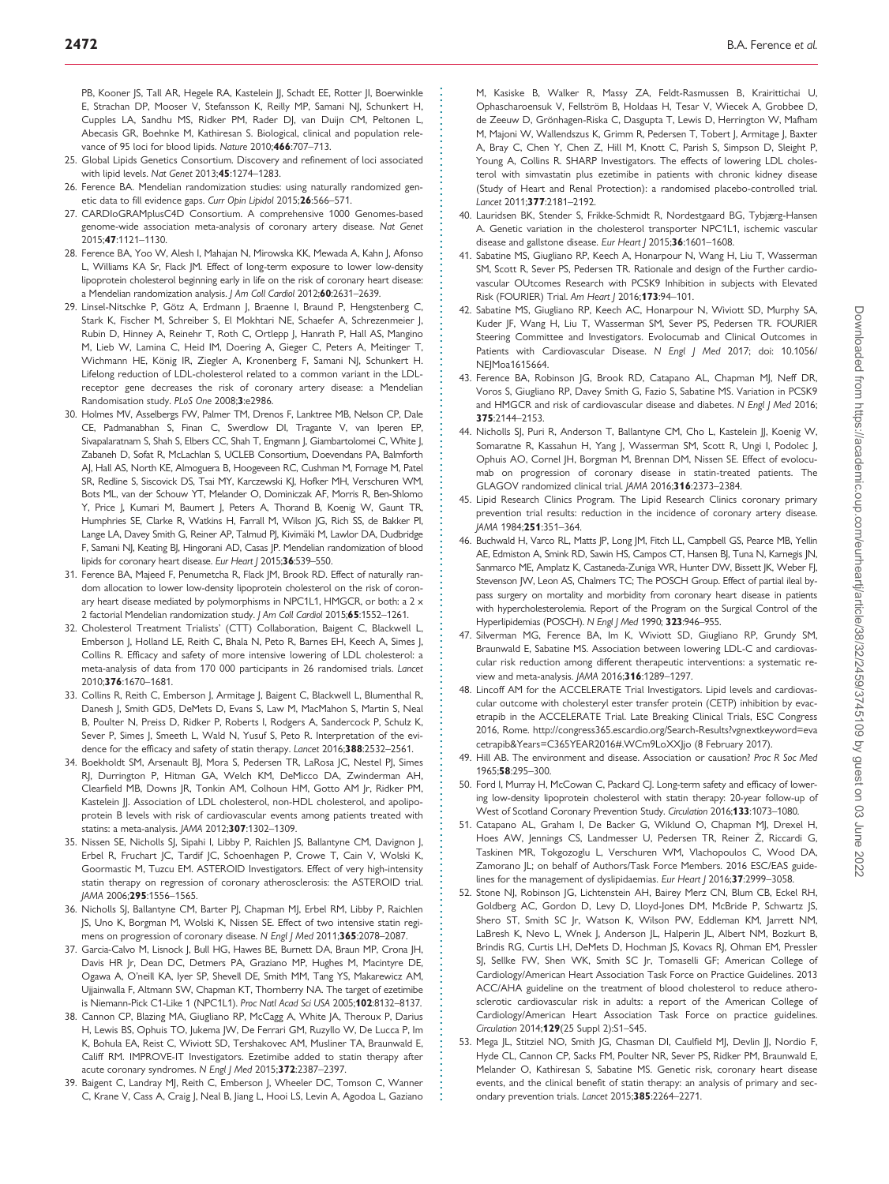PB, Kooner JS, Tall AR, Hegele RA, Kastelein JJ, Schadt EE, Rotter JI, Boerwinkle E, Strachan DP, Mooser V, Stefansson K, Reilly MP, Samani NJ, Schunkert H, Cupples LA, Sandhu MS, Ridker PM, Rader DJ, van Duijn CM, Peltonen L, Abecasis GR, Boehnke M, Kathiresan S. Biological, clinical and population relevance of 95 loci for blood lipids. *Nature* 2010;**466**:707–713.

25. Global Lipids Genetics Consortium. Discovery and refinement of loci associated with lipid levels. *Nat Genet* 2013;**45**:1274–1283.
26. Ference BA. Mendelian randomization studies: using naturally randomized genetic data to fill evidence gaps. *Curr Opin Lipidol* 2015;**26**:566–571.
27. CARDIoGRAMplusC4D Consortium. A comprehensive 1000 Genomes-based genome-wide association meta-analysis of coronary artery disease. *Nat Genet* 2015;**47**:1121–1130.
28. Ference BA, Yoo W, Alesh I, Mahajan N, Mirowska KK, Mewada A, Kahn J, Afonso L, Williams KA Sr, Flack JM. Effect of long-term exposure to lower low-density lipoprotein cholesterol beginning early in life on the risk of coronary heart disease: a Mendelian randomization analysis. *J Am Coll Cardiol* 2012;**60**:2631–2639.
29. Linsel-Nitschke P, Götz A, Erdmann J, Braenne I, Braund P, Hengstenberg C, Stark K, Fischer M, Schreiber S, El Mokhtari NE, Schaefer A, Schrezenmeier J, Rubin D, Hinney A, Reinehr T, Roth C, Ortlepp J, Hanrath P, Hall AS, Mangino M, Lieb W, Lamina C, Heid IM, Doering A, Gieger C, Peters A, Meitinger T, Wichmann HE, König IR, Ziegler A, Kronenberg F, Samani NJ, Schunkert H. Lifelong reduction of LDL-cholesterol related to a common variant in the LDL-receptor gene decreases the risk of coronary artery disease: a Mendelian Randomisation study. *PLoS One* 2008;**3**:e2986.
30. Holmes MV, Asselbergs FW, Palmer TM, Drenos F, Lanktree MB, Nelson CP, Dale CE, Padmanabhan S, Finan C, Swerdlow DI, Tragante V, van Iperen EP, Sivapalaratnam S, Shah S, Elbers CC, Shah T, Engmann J, Giambartolomei C, White J, Zabaneh D, Sofat R, McLachlan S, UCLEB Consortium, Doevendans PA, Balmforth AJ, Hall AS, North KE, Almoguera B, Hoogeveen RC, Cushman M, Fornage M, Patel SR, Redline S, Siscovick DS, Tsai MY, Karczewski KJ, Hofker MH, Verschuren WM, Bots ML, van der Schouw YT, Melander O, Dominiczak AF, Morris R, Ben-Shlomo Y, Price J, Kumari M, Baumert J, Peters A, Thorand B, Koenig W, Gaunt TR, Humphries SE, Clarke R, Watkins H, Farrall M, Wilson JG, Rich SS, de Bakker PI, Lange LA, Davey Smith G, Reiner AP, Talmud PJ, Kivimäki M, Lawlor DA, Dudbridge F, Samani NJ, Keating BJ, Hingorani AD, Casas JP. Mendelian randomization of blood lipids for coronary heart disease. *Eur Heart J* 2015;**36**:539–550.
31. Ference BA, Majeed F, Penumetcha R, Flack JM, Brook RD. Effect of naturally random allocation to lower low-density lipoprotein cholesterol on the risk of coronary heart disease mediated by polymorphisms in NPC1L1, HMGCR, or both: a 2 x 2 factorial Mendelian randomization study. *J Am Coll Cardiol* 2015;**65**:1552–1261.
32. Cholesterol Treatment Trialists' (CTT) Collaboration, Baigent C, Blackwell L, Emberson J, Holland LE, Reith C, Bhala N, Peto R, Barnes EH, Keech A, Simes J, Collins R. Efficacy and safety of more intensive lowering of LDL cholesterol: a meta-analysis of data from 170 000 participants in 26 randomised trials. *Lancet* 2010;**376**:1670–1681.
33. Collins R, Reith C, Emberson J, Armitage J, Baigent C, Blackwell L, Blumenthal R, Danesh J, Smith GD5, DeMets D, Evans S, Law M, MacMahon S, Martin S, Neal B, Poulter N, Preiss D, Ridker P, Roberts I, Rodgers A, Sandercock P, Schulz K, Sever P, Simes J, Smeeth L, Wald N, Yusuf S, Peto R. Interpretation of the evidence for the efficacy and safety of statin therapy. *Lancet* 2016;**388**:2532–2561.
34. Boekholdt SM, Arsenault BJ, Mora S, Pedersen TR, LaRosa JC, Nestel PJ, Simes RJ, Durrington P, Hitman GA, Welch KM, DeMicco DA, Zwinderman AH, Clearfield MB, Downs JR, Tonkin AM, Colhoun HM, Gotto AM Jr, Ridker PM, Kastelein JJ. Association of LDL cholesterol, non-HDL cholesterol, and apolipoprotein B levels with risk of cardiovascular events among patients treated with statins: a meta-analysis. *JAMA* 2012;**307**:1302–1309.
35. Nissen SE, Nicholls SJ, Sipahi I, Libby P, Raichlen JS, Ballantyne CM, Davignon J, Erbel R, Fruchart JC, Tardif JC, Schoenhagen P, Crowe T, Cain V, Wolski K, Goormastic M, Tuzcu EM. ASTEROID Investigators. Effect of very high-intensity statin therapy on regression of coronary atherosclerosis: the ASTEROID trial. *JAMA* 2006;**295**:1556–1565.
36. Nicholls SJ, Ballantyne CM, Barter PJ, Chapman MJ, Erbel RM, Libby P, Raichlen JS, Uno K, Borgman M, Wolski K, Nissen SE. Effect of two intensive statin regimens on progression of coronary disease. *N Engl J Med* 2011;**365**:2078–2087.
37. Garcia-Calvo M, Lisnock J, Bull HG, Hawes BE, Burnett DA, Braun MP, Crona JH, Davis HR Jr, Dean DC, Detmers PA, Graziano MP, Hughes M, Macintyre DE, Ogawa A, O'neill KA, Iyer SP, Shevell DE, Smith MM, Tang YS, Makarewicz AM, Ujjainwalla F, Altmann SW, Chapman KT, Thornberry NA. The target of ezetimibe is Niemann-Pick C1-Like 1 (NPC1L1). *Proc Natl Acad Sci USA* 2005;**102**:8132–8137.
38. Cannon CP, Blazing MA, Giugliano RP, McCagg A, White JA, Theroux P, Darius H, Lewis BS, Ophuis TO, Jukema JW, De Ferrari GM, Ruzyllo W, De Lucca P, Im K, Bohula EA, Reist C, Wiviott SD, Tershakovec AM, Musliner TA, Braunwald E, Califf RM. IMPROVE-IT Investigators. Ezetimibe added to statin therapy after acute coronary syndromes. *N Engl J Med* 2015;**372**:2387–2397.
39. Baigent C, Landray MJ, Reith C, Emberson J, Wheeler DC, Tomson C, Wanner C, Krane V, Cass A, Craig J, Neal B, Jiang L, Hooi LS, Levin A, Agodoa L, Gaziano M, Kasiske B, Walker R, Massy ZA, Feldt-Rasmussen B, Krairittichai U, Ophascharoensuk V, Fellström B, Holdaas H, Tesar V, Wiecek A, Grobbee D, de Zeeuw D, Grönhagen-Riska C, Dasgupta T, Lewis D, Herrington W, Mafham M, Majoni W, Wallendszus K, Grimm R, Pedersen T, Tobert J, Armitage J, Baxter A, Bray C, Chen Y, Chen Z, Hill M, Knott C, Parish S, Simpson D, Sleight P, Young A, Collins R. SHARP Investigators. The effects of lowering LDL cholesterol with simvastatin plus ezetimibe in patients with chronic kidney disease (Study of Heart and Renal Protection): a randomised placebo-controlled trial. *Lancet* 2011;**377**:2181–2192.
40. Lauridsen BK, Stender S, Frikke-Schmidt R, Nordestgaard BG, Tybjærg-Hansen A. Genetic variation in the cholesterol transporter NPC1L1, ischemic vascular disease and gallstone disease. *Eur Heart J* 2015;**36**:1601–1608.
41. Sabatine MS, Giugliano RP, Keech A, Honarpour N, Wang H, Liu T, Wasserman SM, Scott R, Sever PS, Pedersen TR. Rationale and design of the Further cardiovascular OUtcomes Research with PCSK9 Inhibition in subjects with Elevated Risk (FOURIER) Trial. *Am Heart J* 2016;**173**:94–101.
42. Sabatine MS, Giugliano RP, Keech AC, Honarpour N, Wiviott SD, Murphy SA, Kuder JF, Wang H, Liu T, Wasserman SM, Sever PS, Pedersen TR. FOURIER Steering Committee and Investigators. Evolocumab and Clinical Outcomes in Patients with Cardiovascular Disease. *N Engl J Med* 2017; doi: 10.1056/NEJMoa1615664.
43. Ference BA, Robinson JG, Brook RD, Catapano AL, Chapman MJ, Neff DR, Voros S, Giugliano RP, Davey Smith G, Fazio S, Sabatine MS. Variation in PCSK9 and HMGCR and risk of cardiovascular disease and diabetes. *N Engl J Med* 2016; **375**:2144–2153.
44. Nicholls SJ, Puri R, Anderson T, Ballantyne CM, Cho L, Kastelein JJ, Koenig W, Somaratne R, Kassahun H, Yang J, Wasserman SM, Scott R, Ungi I, Podolec J, Ophuis AO, Cornel JH, Borgman M, Brennan DM, Nissen SE. Effect of evolocumab on progression of coronary disease in statin-treated patients. The GLAGOV randomized clinical trial. *JAMA* 2016;**316**:2373–2384.
45. Lipid Research Clinics Program. The Lipid Research Clinics coronary primary prevention trial results: reduction in the incidence of coronary artery disease. *JAMA* 1984;**251**:351–364.
46. Buchwald H, Varco RL, Matts JP, Long JM, Fitch LL, Campbell GS, Pearce MB, Yellin AE, Edmiston A, Smink RD, Sawin HS, Campos CT, Hansen BJ, Tuna N, Karnegis JN, Sanmarco ME, Amplatz K, Castaneda-Zuniga WR, Hunter DW, Bissett JK, Weber FJ, Stevenson JW, Leon AS, Chalmers TC; The POSCH Group. Effect of partial ileal bypass surgery on mortality and morbidity from coronary heart disease in patients with hypercholesterolemia. Report of the Program on the Surgical Control of the Hyperlipidemias (POSCH). *N Engl J Med* 1990; **323**:946–955.
47. Silverman MG, Ference BA, Im K, Wiviott SD, Giugliano RP, Grundy SM, Braunwald E, Sabatine MS. Association between lowering LDL-C and cardiovascular risk reduction among different therapeutic interventions: a systematic review and meta-analysis. *JAMA* 2016;**316**:1289–1297.
48. Lincoff AM for the ACCELERATE Trial Investigators. Lipid levels and cardiovascular outcome with cholesteryl ester transfer protein (CETP) inhibition by evacetrapib in the ACCELERATE Trial. Late Breaking Clinical Trials, ESC Congress 2016, Rome. http://congress365.escardio.org/Search-Results?vgnextkeyword=evacetrapib&Years=C365YEAR2016#.WCm9LoXXJjo (8 February 2017).
49. Hill AB. The environment and disease. Association or causation? *Proc R Soc Med* 1965;**58**:295–300.
50. Ford I, Murray H, McCowan C, Packard CJ. Long-term safety and efficacy of lowering low-density lipoprotein cholesterol with statin therapy: 20-year follow-up of West of Scotland Coronary Prevention Study. *Circulation* 2016;**133**:1073–1080.
51. Catapano AL, Graham I, De Backer G, Wiklund O, Chapman MJ, Drexel H, Hoes AW, Jennings CS, Landmesser U, Pedersen TR, Reiner Ž, Riccardi G, Taskinen MR, Tokgozoglu L, Verschuren WM, Vlachopoulos C, Wood DA, Zamorano JL; on behalf of Authors/Task Force Members. 2016 ESC/EAS guidelines for the management of dyslipidaemias. *Eur Heart J* 2016;**37**:2999–3058.
52. Stone NJ, Robinson JG, Lichtenstein AH, Bairey Merz CN, Blum CB, Eckel RH, Goldberg AC, Gordon D, Levy D, Lloyd-Jones DM, McBride P, Schwartz JS, Shero ST, Smith SC Jr, Watson K, Wilson PW, Eddleman KM, Jarrett NM, LaBresh K, Nevo L, Wnek J, Anderson JL, Halperin JL, Albert NM, Bozkurt B, Brindis RG, Curtis LH, DeMets D, Hochman JS, Kovacs RJ, Ohman EM, Pressler SJ, Sellke FW, Shen WK, Smith SC Jr, Tomaselli GF; American College of Cardiology/American Heart Association Task Force on Practice Guidelines. 2013 ACC/AHA guideline on the treatment of blood cholesterol to reduce atherosclerotic cardiovascular risk in adults: a report of the American College of Cardiology/American Heart Association Task Force on practice guidelines. *Circulation* 2014;**129**(25 Suppl 2):S1–S45.
53. Mega JL, Stitziel NO, Smith JG, Chasman DI, Caulfield MJ, Devlin JJ, Nordio F, Hyde CL, Cannon CP, Sacks FM, Poulter NR, Sever PS, Ridker PM, Braunwald E, Melander O, Kathiresan S, Sabatine MS. Genetic risk, coronary heart disease events, and the clinical benefit of statin therapy: an analysis of primary and secondary prevention trials. *Lancet* 2015;**385**:2264–2271.